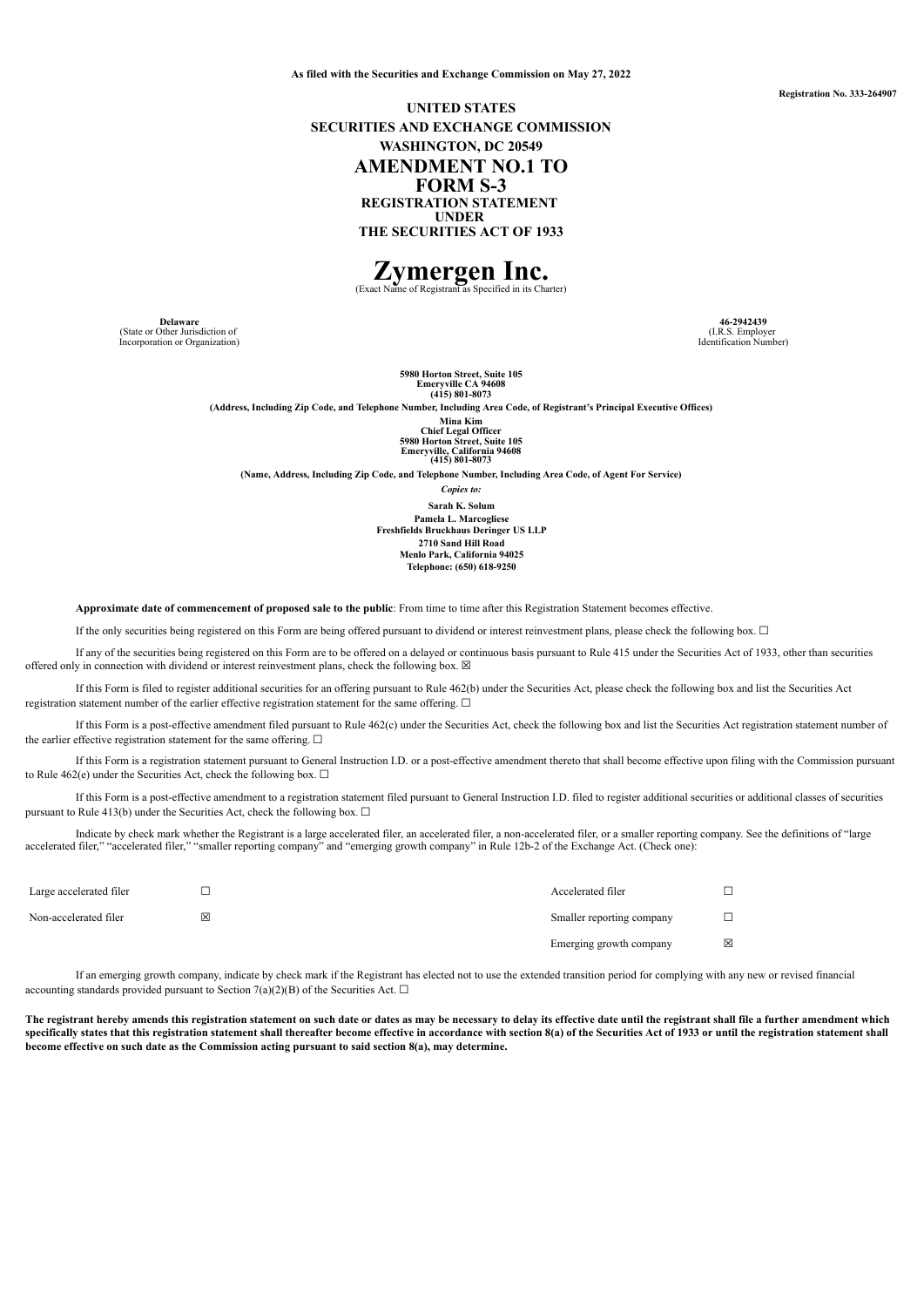**As filed with the Securities and Exchange Commission on May 27, 2022**

**Registration No. 333-264907**

**UNITED STATES**
**SECURITIES AND EXCHANGE COMMISSION**
**WASHINGTON, DC 20549**

# AMENDMENT NO.1 TO FORM S-3

**REGISTRATION STATEMENT**
**UNDER**
**THE SECURITIES ACT OF 1933**

# Zymergen Inc.

(Exact Name of Registrant as Specified in its Charter)

| **Delaware** | **46-2942439** |
|---|---|
| (State or Other Jurisdiction of Incorporation or Organization) | (I.R.S. Employer Identification Number) |

**5980 Horton Street, Suite 105**
**Emeryville CA 94608**
**(415) 801-8073**

**(Address, Including Zip Code, and Telephone Number, Including Area Code, of Registrant's Principal Executive Offices)**

**Mina Kim**
**Chief Legal Officer**
**5980 Horton Street, Suite 105**
**Emeryville, California 94608**
**(415) 801-8073**

**(Name, Address, Including Zip Code, and Telephone Number, Including Area Code, of Agent For Service)**

*Copies to:*

**Sarah K. Solum**
**Pamela L. Marcogliese**
**Freshfields Bruckhaus Deringer US LLP**
**2710 Sand Hill Road**
**Menlo Park, California 94025**
**Telephone: (650) 618-9250**

**Approximate date of commencement of proposed sale to the public**: From time to time after this Registration Statement becomes effective.

If the only securities being registered on this Form are being offered pursuant to dividend or interest reinvestment plans, please check the following box. ☐

If any of the securities being registered on this Form are to be offered on a delayed or continuous basis pursuant to Rule 415 under the Securities Act of 1933, other than securities offered only in connection with dividend or interest reinvestment plans, check the following box. ☒

If this Form is filed to register additional securities for an offering pursuant to Rule 462(b) under the Securities Act, please check the following box and list the Securities Act registration statement number of the earlier effective registration statement for the same offering. ☐

If this Form is a post-effective amendment filed pursuant to Rule 462(c) under the Securities Act, check the following box and list the Securities Act registration statement number of the earlier effective registration statement for the same offering. ☐

If this Form is a registration statement pursuant to General Instruction I.D. or a post-effective amendment thereto that shall become effective upon filing with the Commission pursuant to Rule 462(e) under the Securities Act, check the following box. ☐

If this Form is a post-effective amendment to a registration statement filed pursuant to General Instruction I.D. filed to register additional securities or additional classes of securities pursuant to Rule 413(b) under the Securities Act, check the following box. ☐

Indicate by check mark whether the Registrant is a large accelerated filer, an accelerated filer, a non-accelerated filer, or a smaller reporting company. See the definitions of "large accelerated filer," "accelerated filer," "smaller reporting company" and "emerging growth company" in Rule 12b-2 of the Exchange Act. (Check one):

| | | | |
|---|---|---|---|
| Large accelerated filer | ☐ | Accelerated filer | ☐ |
| Non-accelerated filer | ☒ | Smaller reporting company | ☐ |
| | | Emerging growth company | ☒ |

If an emerging growth company, indicate by check mark if the Registrant has elected not to use the extended transition period for complying with any new or revised financial accounting standards provided pursuant to Section 7(a)(2)(B) of the Securities Act. ☐

**The registrant hereby amends this registration statement on such date or dates as may be necessary to delay its effective date until the registrant shall file a further amendment which specifically states that this registration statement shall thereafter become effective in accordance with section 8(a) of the Securities Act of 1933 or until the registration statement shall become effective on such date as the Commission acting pursuant to said section 8(a), may determine.**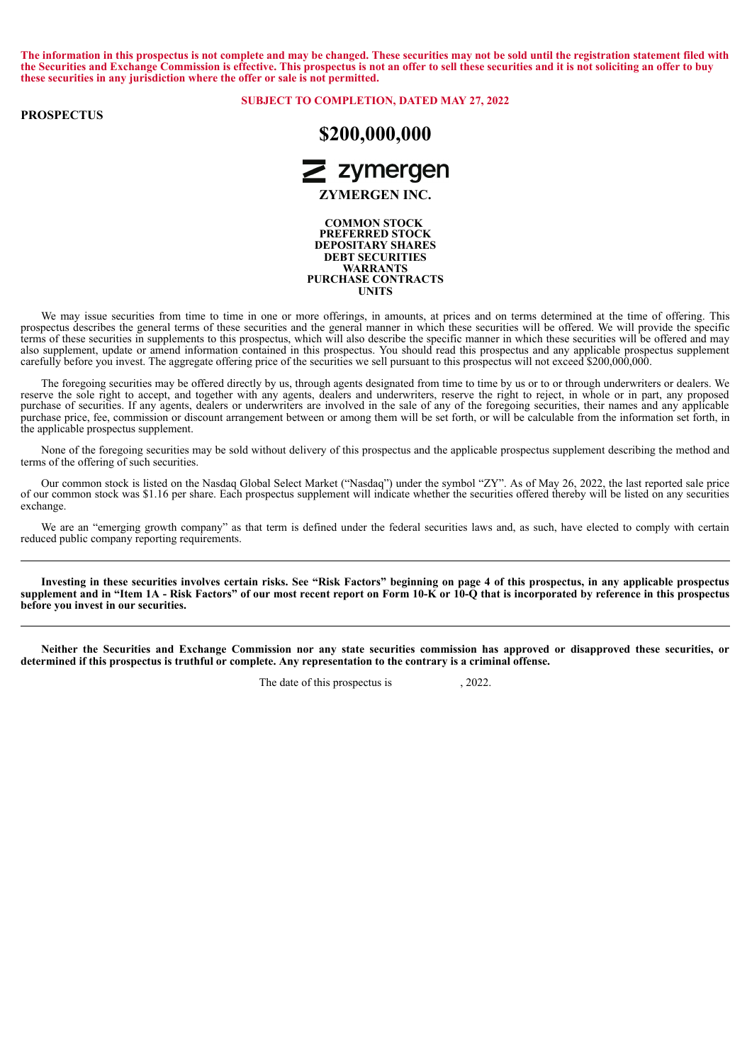**The information in this prospectus is not complete and may be changed. These securities may not be sold until the registration statement filed with the Securities and Exchange Commission is effective. This prospectus is not an offer to sell these securities and it is not soliciting an offer to buy these securities in any jurisdiction where the offer or sale is not permitted.**

**SUBJECT TO COMPLETION, DATED MAY 27, 2022**

**PROSPECTUS**

# $200,000,000

zymergen

## ZYMERGEN INC.

**COMMON STOCK**
**PREFERRED STOCK**
**DEPOSITARY SHARES**
**DEBT SECURITIES**
**WARRANTS**
**PURCHASE CONTRACTS**
**UNITS**

We may issue securities from time to time in one or more offerings, in amounts, at prices and on terms determined at the time of offering. This prospectus describes the general terms of these securities and the general manner in which these securities will be offered. We will provide the specific terms of these securities in supplements to this prospectus, which will also describe the specific manner in which these securities will be offered and may also supplement, update or amend information contained in this prospectus. You should read this prospectus and any applicable prospectus supplement carefully before you invest. The aggregate offering price of the securities we sell pursuant to this prospectus will not exceed $200,000,000.

The foregoing securities may be offered directly by us, through agents designated from time to time by us or to or through underwriters or dealers. We reserve the sole right to accept, and together with any agents, dealers and underwriters, reserve the right to reject, in whole or in part, any proposed purchase of securities. If any agents, dealers or underwriters are involved in the sale of any of the foregoing securities, their names and any applicable purchase price, fee, commission or discount arrangement between or among them will be set forth, or will be calculable from the information set forth, in the applicable prospectus supplement.

None of the foregoing securities may be sold without delivery of this prospectus and the applicable prospectus supplement describing the method and terms of the offering of such securities.

Our common stock is listed on the Nasdaq Global Select Market ("Nasdaq") under the symbol "ZY". As of May 26, 2022, the last reported sale price of our common stock was $1.16 per share. Each prospectus supplement will indicate whether the securities offered thereby will be listed on any securities exchange.

We are an "emerging growth company" as that term is defined under the federal securities laws and, as such, have elected to comply with certain reduced public company reporting requirements.

---

**Investing in these securities involves certain risks. See "Risk Factors" beginning on page 4 of this prospectus, in any applicable prospectus supplement and in "Item 1A - Risk Factors" of our most recent report on Form 10-K or 10-Q that is incorporated by reference in this prospectus before you invest in our securities.**

---

**Neither the Securities and Exchange Commission nor any state securities commission has approved or disapproved these securities, or determined if this prospectus is truthful or complete. Any representation to the contrary is a criminal offense.**

The date of this prospectus is , 2022.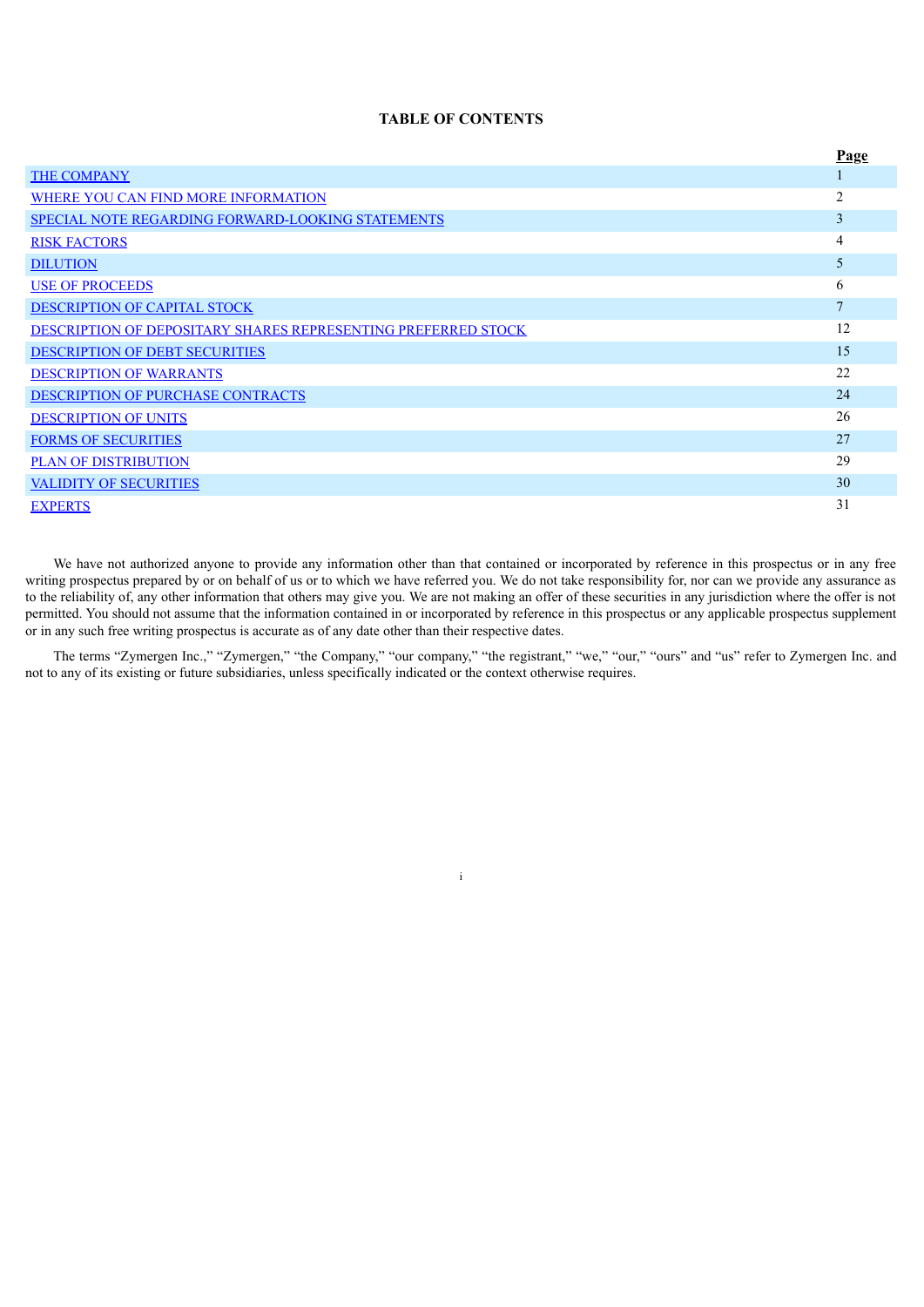## TABLE OF CONTENTS

| | Page |
|---|---|
| THE COMPANY | 1 |
| WHERE YOU CAN FIND MORE INFORMATION | 2 |
| SPECIAL NOTE REGARDING FORWARD-LOOKING STATEMENTS | 3 |
| RISK FACTORS | 4 |
| DILUTION | 5 |
| USE OF PROCEEDS | 6 |
| DESCRIPTION OF CAPITAL STOCK | 7 |
| DESCRIPTION OF DEPOSITARY SHARES REPRESENTING PREFERRED STOCK | 12 |
| DESCRIPTION OF DEBT SECURITIES | 15 |
| DESCRIPTION OF WARRANTS | 22 |
| DESCRIPTION OF PURCHASE CONTRACTS | 24 |
| DESCRIPTION OF UNITS | 26 |
| FORMS OF SECURITIES | 27 |
| PLAN OF DISTRIBUTION | 29 |
| VALIDITY OF SECURITIES | 30 |
| EXPERTS | 31 |

We have not authorized anyone to provide any information other than that contained or incorporated by reference in this prospectus or in any free writing prospectus prepared by or on behalf of us or to which we have referred you. We do not take responsibility for, nor can we provide any assurance as to the reliability of, any other information that others may give you. We are not making an offer of these securities in any jurisdiction where the offer is not permitted. You should not assume that the information contained in or incorporated by reference in this prospectus or any applicable prospectus supplement or in any such free writing prospectus is accurate as of any date other than their respective dates.

The terms "Zymergen Inc.," "Zymergen," "the Company," "our company," "the registrant," "we," "our," "ours" and "us" refer to Zymergen Inc. and not to any of its existing or future subsidiaries, unless specifically indicated or the context otherwise requires.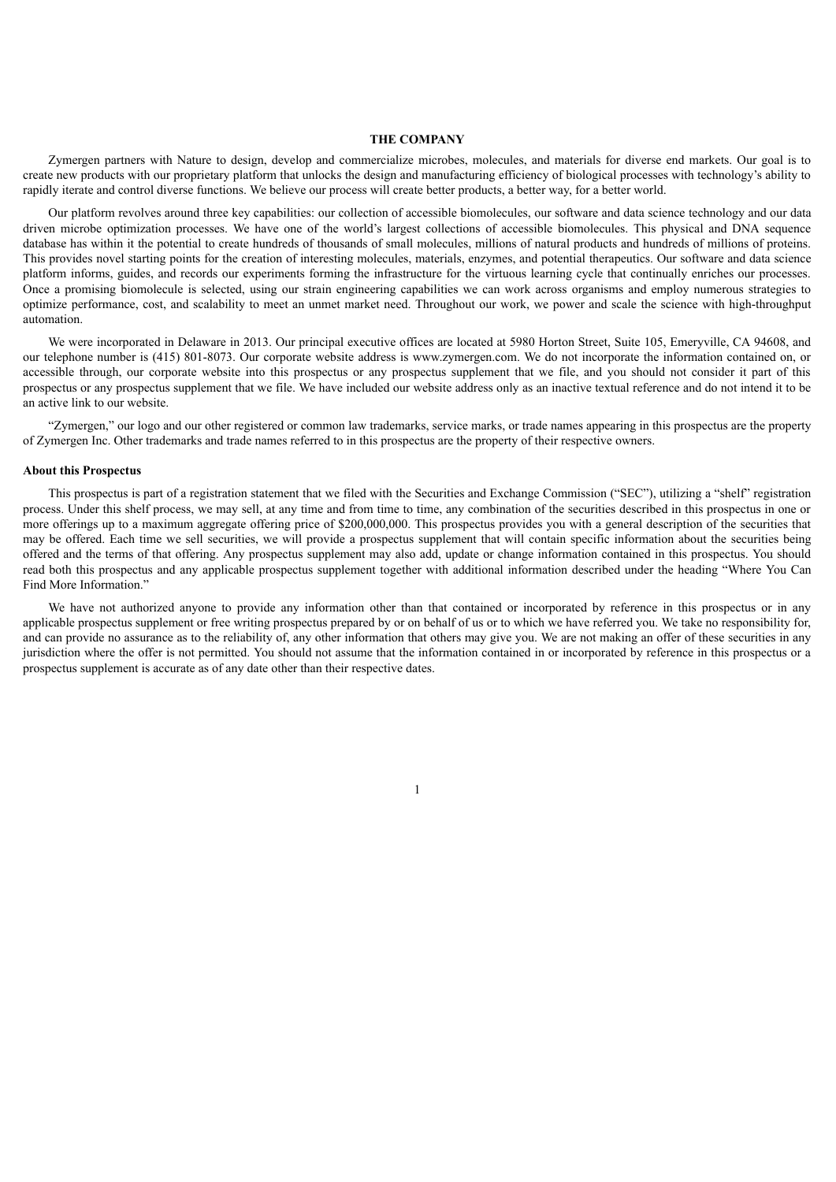# THE COMPANY

Zymergen partners with Nature to design, develop and commercialize microbes, molecules, and materials for diverse end markets. Our goal is to create new products with our proprietary platform that unlocks the design and manufacturing efficiency of biological processes with technology's ability to rapidly iterate and control diverse functions. We believe our process will create better products, a better way, for a better world.

Our platform revolves around three key capabilities: our collection of accessible biomolecules, our software and data science technology and our data driven microbe optimization processes. We have one of the world's largest collections of accessible biomolecules. This physical and DNA sequence database has within it the potential to create hundreds of thousands of small molecules, millions of natural products and hundreds of millions of proteins. This provides novel starting points for the creation of interesting molecules, materials, enzymes, and potential therapeutics. Our software and data science platform informs, guides, and records our experiments forming the infrastructure for the virtuous learning cycle that continually enriches our processes. Once a promising biomolecule is selected, using our strain engineering capabilities we can work across organisms and employ numerous strategies to optimize performance, cost, and scalability to meet an unmet market need. Throughout our work, we power and scale the science with high-throughput automation.

We were incorporated in Delaware in 2013. Our principal executive offices are located at 5980 Horton Street, Suite 105, Emeryville, CA 94608, and our telephone number is (415) 801-8073. Our corporate website address is www.zymergen.com. We do not incorporate the information contained on, or accessible through, our corporate website into this prospectus or any prospectus supplement that we file, and you should not consider it part of this prospectus or any prospectus supplement that we file. We have included our website address only as an inactive textual reference and do not intend it to be an active link to our website.

"Zymergen," our logo and our other registered or common law trademarks, service marks, or trade names appearing in this prospectus are the property of Zymergen Inc. Other trademarks and trade names referred to in this prospectus are the property of their respective owners.

**About this Prospectus**

This prospectus is part of a registration statement that we filed with the Securities and Exchange Commission ("SEC"), utilizing a "shelf" registration process. Under this shelf process, we may sell, at any time and from time to time, any combination of the securities described in this prospectus in one or more offerings up to a maximum aggregate offering price of $200,000,000. This prospectus provides you with a general description of the securities that may be offered. Each time we sell securities, we will provide a prospectus supplement that will contain specific information about the securities being offered and the terms of that offering. Any prospectus supplement may also add, update or change information contained in this prospectus. You should read both this prospectus and any applicable prospectus supplement together with additional information described under the heading "Where You Can Find More Information."

We have not authorized anyone to provide any information other than that contained or incorporated by reference in this prospectus or in any applicable prospectus supplement or free writing prospectus prepared by or on behalf of us or to which we have referred you. We take no responsibility for, and can provide no assurance as to the reliability of, any other information that others may give you. We are not making an offer of these securities in any jurisdiction where the offer is not permitted. You should not assume that the information contained in or incorporated by reference in this prospectus or a prospectus supplement is accurate as of any date other than their respective dates.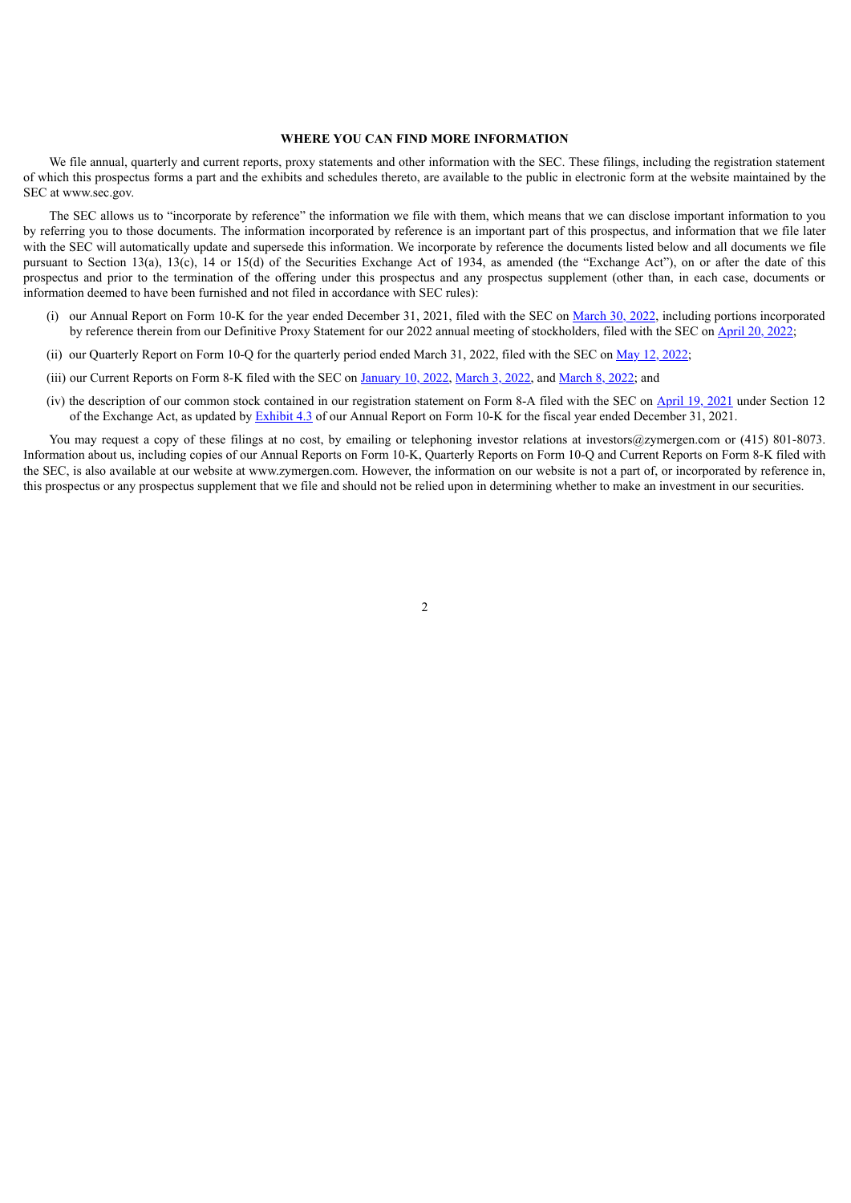## WHERE YOU CAN FIND MORE INFORMATION

We file annual, quarterly and current reports, proxy statements and other information with the SEC. These filings, including the registration statement of which this prospectus forms a part and the exhibits and schedules thereto, are available to the public in electronic form at the website maintained by the SEC at www.sec.gov.

The SEC allows us to "incorporate by reference" the information we file with them, which means that we can disclose important information to you by referring you to those documents. The information incorporated by reference is an important part of this prospectus, and information that we file later with the SEC will automatically update and supersede this information. We incorporate by reference the documents listed below and all documents we file pursuant to Section 13(a), 13(c), 14 or 15(d) of the Securities Exchange Act of 1934, as amended (the "Exchange Act"), on or after the date of this prospectus and prior to the termination of the offering under this prospectus and any prospectus supplement (other than, in each case, documents or information deemed to have been furnished and not filed in accordance with SEC rules):

(i) our Annual Report on Form 10-K for the year ended December 31, 2021, filed with the SEC on March 30, 2022, including portions incorporated by reference therein from our Definitive Proxy Statement for our 2022 annual meeting of stockholders, filed with the SEC on April 20, 2022;

(ii) our Quarterly Report on Form 10-Q for the quarterly period ended March 31, 2022, filed with the SEC on May 12, 2022;

(iii) our Current Reports on Form 8-K filed with the SEC on January 10, 2022, March 3, 2022, and March 8, 2022; and

(iv) the description of our common stock contained in our registration statement on Form 8-A filed with the SEC on April 19, 2021 under Section 12 of the Exchange Act, as updated by Exhibit 4.3 of our Annual Report on Form 10-K for the fiscal year ended December 31, 2021.

You may request a copy of these filings at no cost, by emailing or telephoning investor relations at investors@zymergen.com or (415) 801-8073. Information about us, including copies of our Annual Reports on Form 10-K, Quarterly Reports on Form 10-Q and Current Reports on Form 8-K filed with the SEC, is also available at our website at www.zymergen.com. However, the information on our website is not a part of, or incorporated by reference in, this prospectus or any prospectus supplement that we file and should not be relied upon in determining whether to make an investment in our securities.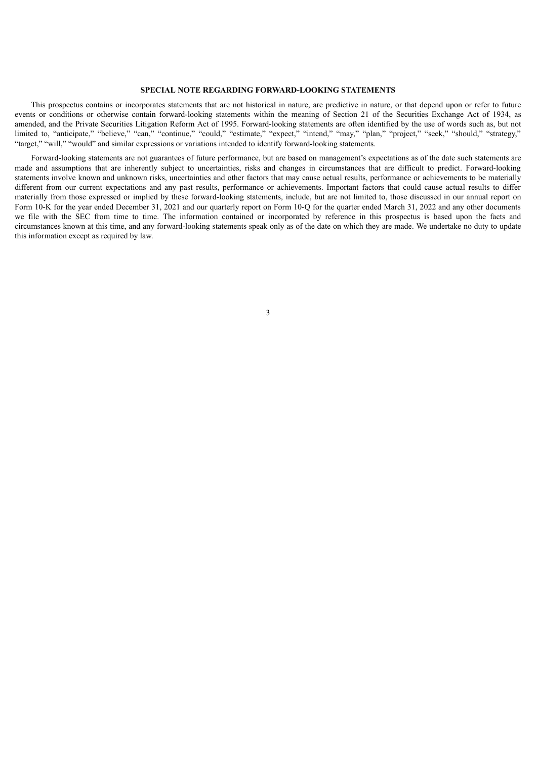## SPECIAL NOTE REGARDING FORWARD-LOOKING STATEMENTS

This prospectus contains or incorporates statements that are not historical in nature, are predictive in nature, or that depend upon or refer to future events or conditions or otherwise contain forward-looking statements within the meaning of Section 21 of the Securities Exchange Act of 1934, as amended, and the Private Securities Litigation Reform Act of 1995. Forward-looking statements are often identified by the use of words such as, but not limited to, "anticipate," "believe," "can," "continue," "could," "estimate," "expect," "intend," "may," "plan," "project," "seek," "should," "strategy," "target," "will," "would" and similar expressions or variations intended to identify forward-looking statements.

Forward-looking statements are not guarantees of future performance, but are based on management's expectations as of the date such statements are made and assumptions that are inherently subject to uncertainties, risks and changes in circumstances that are difficult to predict. Forward-looking statements involve known and unknown risks, uncertainties and other factors that may cause actual results, performance or achievements to be materially different from our current expectations and any past results, performance or achievements. Important factors that could cause actual results to differ materially from those expressed or implied by these forward-looking statements, include, but are not limited to, those discussed in our annual report on Form 10-K for the year ended December 31, 2021 and our quarterly report on Form 10-Q for the quarter ended March 31, 2022 and any other documents we file with the SEC from time to time. The information contained or incorporated by reference in this prospectus is based upon the facts and circumstances known at this time, and any forward-looking statements speak only as of the date on which they are made. We undertake no duty to update this information except as required by law.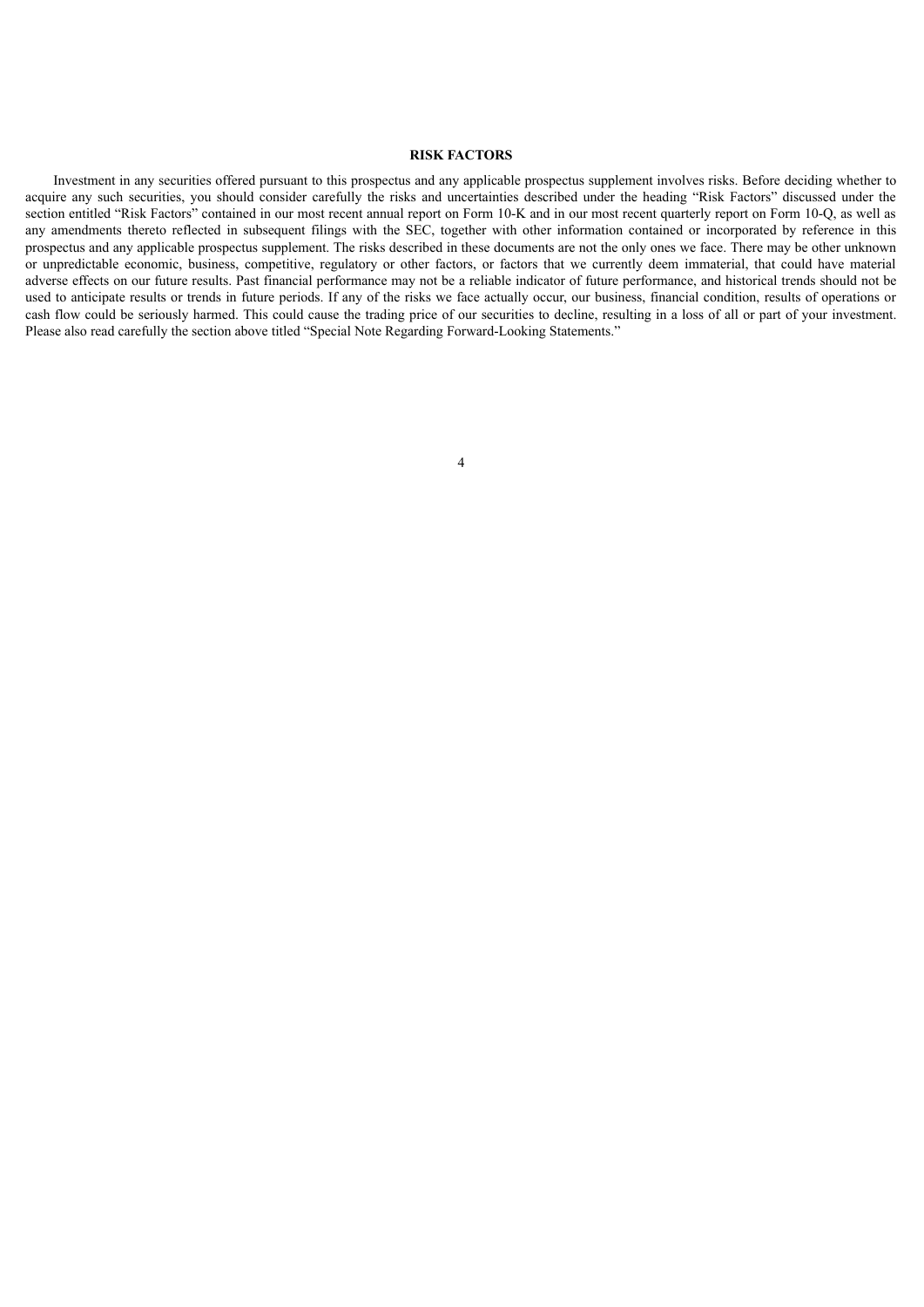## RISK FACTORS

Investment in any securities offered pursuant to this prospectus and any applicable prospectus supplement involves risks. Before deciding whether to acquire any such securities, you should consider carefully the risks and uncertainties described under the heading "Risk Factors" discussed under the section entitled "Risk Factors" contained in our most recent annual report on Form 10-K and in our most recent quarterly report on Form 10-Q, as well as any amendments thereto reflected in subsequent filings with the SEC, together with other information contained or incorporated by reference in this prospectus and any applicable prospectus supplement. The risks described in these documents are not the only ones we face. There may be other unknown or unpredictable economic, business, competitive, regulatory or other factors, or factors that we currently deem immaterial, that could have material adverse effects on our future results. Past financial performance may not be a reliable indicator of future performance, and historical trends should not be used to anticipate results or trends in future periods. If any of the risks we face actually occur, our business, financial condition, results of operations or cash flow could be seriously harmed. This could cause the trading price of our securities to decline, resulting in a loss of all or part of your investment. Please also read carefully the section above titled "Special Note Regarding Forward-Looking Statements."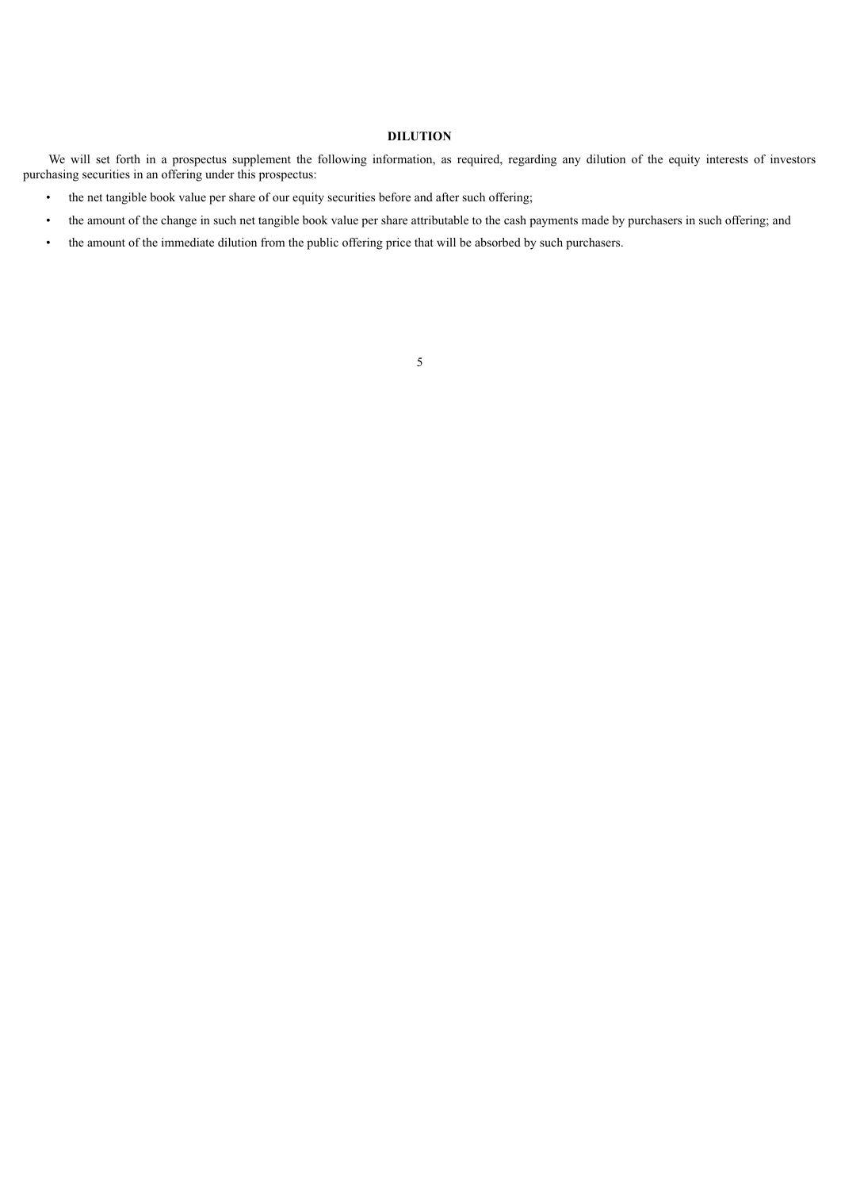## DILUTION

We will set forth in a prospectus supplement the following information, as required, regarding any dilution of the equity interests of investors purchasing securities in an offering under this prospectus:

- the net tangible book value per share of our equity securities before and after such offering;
- the amount of the change in such net tangible book value per share attributable to the cash payments made by purchasers in such offering; and
- the amount of the immediate dilution from the public offering price that will be absorbed by such purchasers.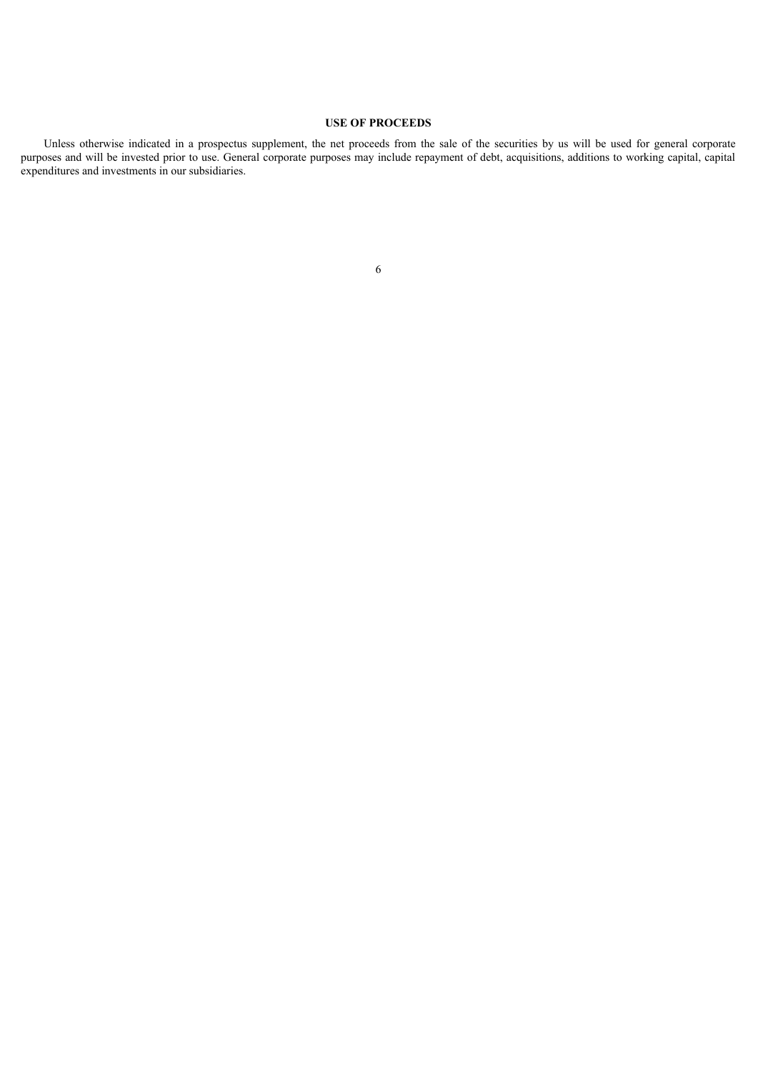## USE OF PROCEEDS

Unless otherwise indicated in a prospectus supplement, the net proceeds from the sale of the securities by us will be used for general corporate purposes and will be invested prior to use. General corporate purposes may include repayment of debt, acquisitions, additions to working capital, capital expenditures and investments in our subsidiaries.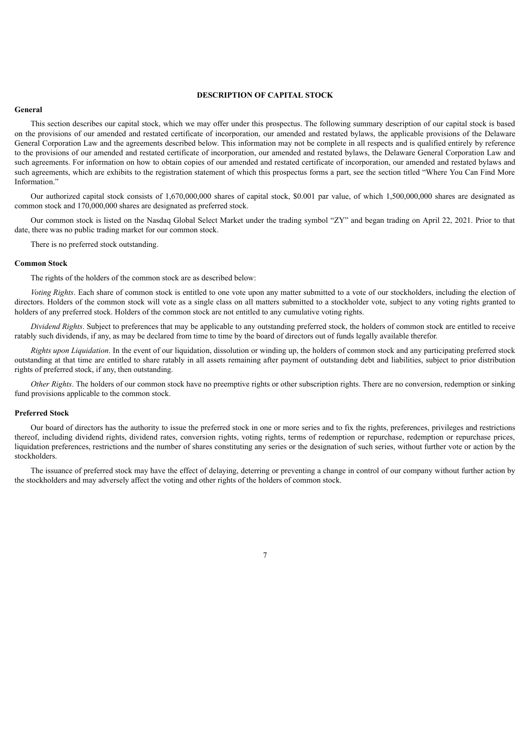# DESCRIPTION OF CAPITAL STOCK

## General

This section describes our capital stock, which we may offer under this prospectus. The following summary description of our capital stock is based on the provisions of our amended and restated certificate of incorporation, our amended and restated bylaws, the applicable provisions of the Delaware General Corporation Law and the agreements described below. This information may not be complete in all respects and is qualified entirely by reference to the provisions of our amended and restated certificate of incorporation, our amended and restated bylaws, the Delaware General Corporation Law and such agreements. For information on how to obtain copies of our amended and restated certificate of incorporation, our amended and restated bylaws and such agreements, which are exhibits to the registration statement of which this prospectus forms a part, see the section titled "Where You Can Find More Information."

Our authorized capital stock consists of 1,670,000,000 shares of capital stock, $0.001 par value, of which 1,500,000,000 shares are designated as common stock and 170,000,000 shares are designated as preferred stock.

Our common stock is listed on the Nasdaq Global Select Market under the trading symbol "ZY" and began trading on April 22, 2021. Prior to that date, there was no public trading market for our common stock.

There is no preferred stock outstanding.

## Common Stock

The rights of the holders of the common stock are as described below:

*Voting Rights*. Each share of common stock is entitled to one vote upon any matter submitted to a vote of our stockholders, including the election of directors. Holders of the common stock will vote as a single class on all matters submitted to a stockholder vote, subject to any voting rights granted to holders of any preferred stock. Holders of the common stock are not entitled to any cumulative voting rights.

*Dividend Rights*. Subject to preferences that may be applicable to any outstanding preferred stock, the holders of common stock are entitled to receive ratably such dividends, if any, as may be declared from time to time by the board of directors out of funds legally available therefor.

*Rights upon Liquidation*. In the event of our liquidation, dissolution or winding up, the holders of common stock and any participating preferred stock outstanding at that time are entitled to share ratably in all assets remaining after payment of outstanding debt and liabilities, subject to prior distribution rights of preferred stock, if any, then outstanding.

*Other Rights*. The holders of our common stock have no preemptive rights or other subscription rights. There are no conversion, redemption or sinking fund provisions applicable to the common stock.

## Preferred Stock

Our board of directors has the authority to issue the preferred stock in one or more series and to fix the rights, preferences, privileges and restrictions thereof, including dividend rights, dividend rates, conversion rights, voting rights, terms of redemption or repurchase, redemption or repurchase prices, liquidation preferences, restrictions and the number of shares constituting any series or the designation of such series, without further vote or action by the stockholders.

The issuance of preferred stock may have the effect of delaying, deterring or preventing a change in control of our company without further action by the stockholders and may adversely affect the voting and other rights of the holders of common stock.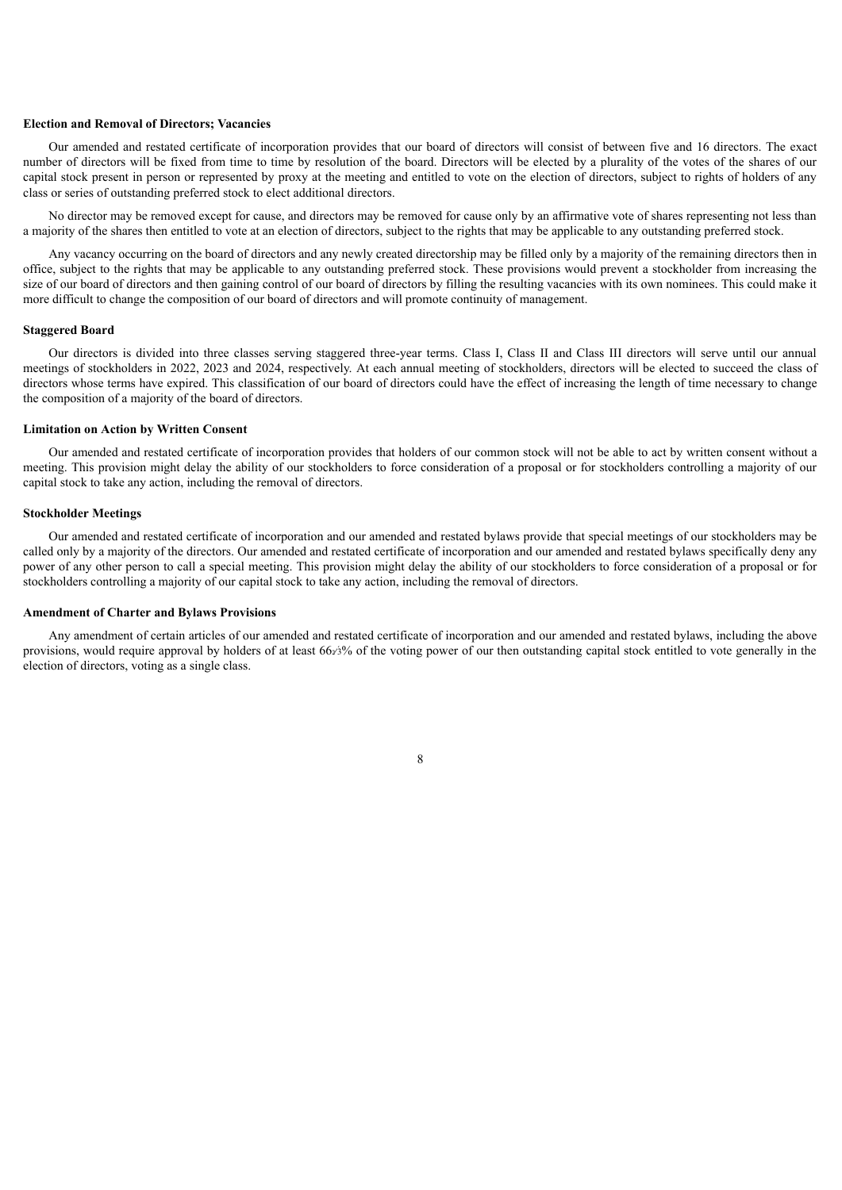**Election and Removal of Directors; Vacancies**

Our amended and restated certificate of incorporation provides that our board of directors will consist of between five and 16 directors. The exact number of directors will be fixed from time to time by resolution of the board. Directors will be elected by a plurality of the votes of the shares of our capital stock present in person or represented by proxy at the meeting and entitled to vote on the election of directors, subject to rights of holders of any class or series of outstanding preferred stock to elect additional directors.

No director may be removed except for cause, and directors may be removed for cause only by an affirmative vote of shares representing not less than a majority of the shares then entitled to vote at an election of directors, subject to the rights that may be applicable to any outstanding preferred stock.

Any vacancy occurring on the board of directors and any newly created directorship may be filled only by a majority of the remaining directors then in office, subject to the rights that may be applicable to any outstanding preferred stock. These provisions would prevent a stockholder from increasing the size of our board of directors and then gaining control of our board of directors by filling the resulting vacancies with its own nominees. This could make it more difficult to change the composition of our board of directors and will promote continuity of management.

**Staggered Board**

Our directors is divided into three classes serving staggered three-year terms. Class I, Class II and Class III directors will serve until our annual meetings of stockholders in 2022, 2023 and 2024, respectively. At each annual meeting of stockholders, directors will be elected to succeed the class of directors whose terms have expired. This classification of our board of directors could have the effect of increasing the length of time necessary to change the composition of a majority of the board of directors.

**Limitation on Action by Written Consent**

Our amended and restated certificate of incorporation provides that holders of our common stock will not be able to act by written consent without a meeting. This provision might delay the ability of our stockholders to force consideration of a proposal or for stockholders controlling a majority of our capital stock to take any action, including the removal of directors.

**Stockholder Meetings**

Our amended and restated certificate of incorporation and our amended and restated bylaws provide that special meetings of our stockholders may be called only by a majority of the directors. Our amended and restated certificate of incorporation and our amended and restated bylaws specifically deny any power of any other person to call a special meeting. This provision might delay the ability of our stockholders to force consideration of a proposal or for stockholders controlling a majority of our capital stock to take any action, including the removal of directors.

**Amendment of Charter and Bylaws Provisions**

Any amendment of certain articles of our amended and restated certificate of incorporation and our amended and restated bylaws, including the above provisions, would require approval by holders of at least 66⅔% of the voting power of our then outstanding capital stock entitled to vote generally in the election of directors, voting as a single class.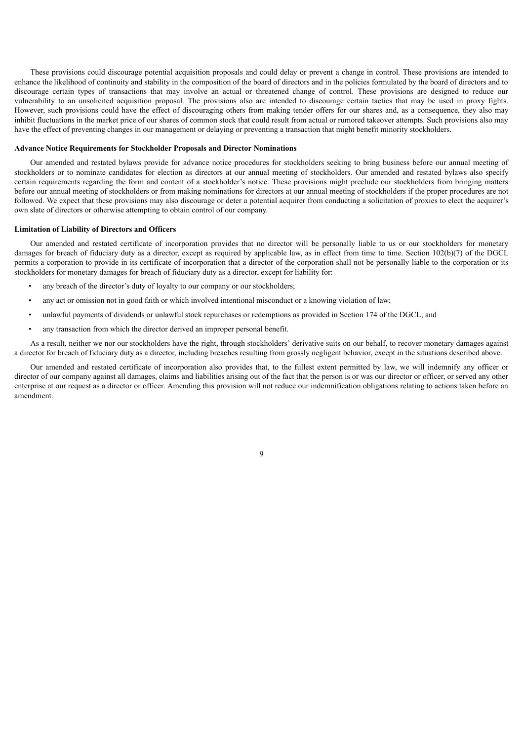These provisions could discourage potential acquisition proposals and could delay or prevent a change in control. These provisions are intended to enhance the likelihood of continuity and stability in the composition of the board of directors and in the policies formulated by the board of directors and to discourage certain types of transactions that may involve an actual or threatened change of control. These provisions are designed to reduce our vulnerability to an unsolicited acquisition proposal. The provisions also are intended to discourage certain tactics that may be used in proxy fights. However, such provisions could have the effect of discouraging others from making tender offers for our shares and, as a consequence, they also may inhibit fluctuations in the market price of our shares of common stock that could result from actual or rumored takeover attempts. Such provisions also may have the effect of preventing changes in our management or delaying or preventing a transaction that might benefit minority stockholders.

**Advance Notice Requirements for Stockholder Proposals and Director Nominations**

Our amended and restated bylaws provide for advance notice procedures for stockholders seeking to bring business before our annual meeting of stockholders or to nominate candidates for election as directors at our annual meeting of stockholders. Our amended and restated bylaws also specify certain requirements regarding the form and content of a stockholder's notice. These provisions might preclude our stockholders from bringing matters before our annual meeting of stockholders or from making nominations for directors at our annual meeting of stockholders if the proper procedures are not followed. We expect that these provisions may also discourage or deter a potential acquirer from conducting a solicitation of proxies to elect the acquirer's own slate of directors or otherwise attempting to obtain control of our company.

**Limitation of Liability of Directors and Officers**

Our amended and restated certificate of incorporation provides that no director will be personally liable to us or our stockholders for monetary damages for breach of fiduciary duty as a director, except as required by applicable law, as in effect from time to time. Section 102(b)(7) of the DGCL permits a corporation to provide in its certificate of incorporation that a director of the corporation shall not be personally liable to the corporation or its stockholders for monetary damages for breach of fiduciary duty as a director, except for liability for:

- any breach of the director's duty of loyalty to our company or our stockholders;
- any act or omission not in good faith or which involved intentional misconduct or a knowing violation of law;
- unlawful payments of dividends or unlawful stock repurchases or redemptions as provided in Section 174 of the DGCL; and
- any transaction from which the director derived an improper personal benefit.

As a result, neither we nor our stockholders have the right, through stockholders' derivative suits on our behalf, to recover monetary damages against a director for breach of fiduciary duty as a director, including breaches resulting from grossly negligent behavior, except in the situations described above.

Our amended and restated certificate of incorporation also provides that, to the fullest extent permitted by law, we will indemnify any officer or director of our company against all damages, claims and liabilities arising out of the fact that the person is or was our director or officer, or served any other enterprise at our request as a director or officer. Amending this provision will not reduce our indemnification obligations relating to actions taken before an amendment.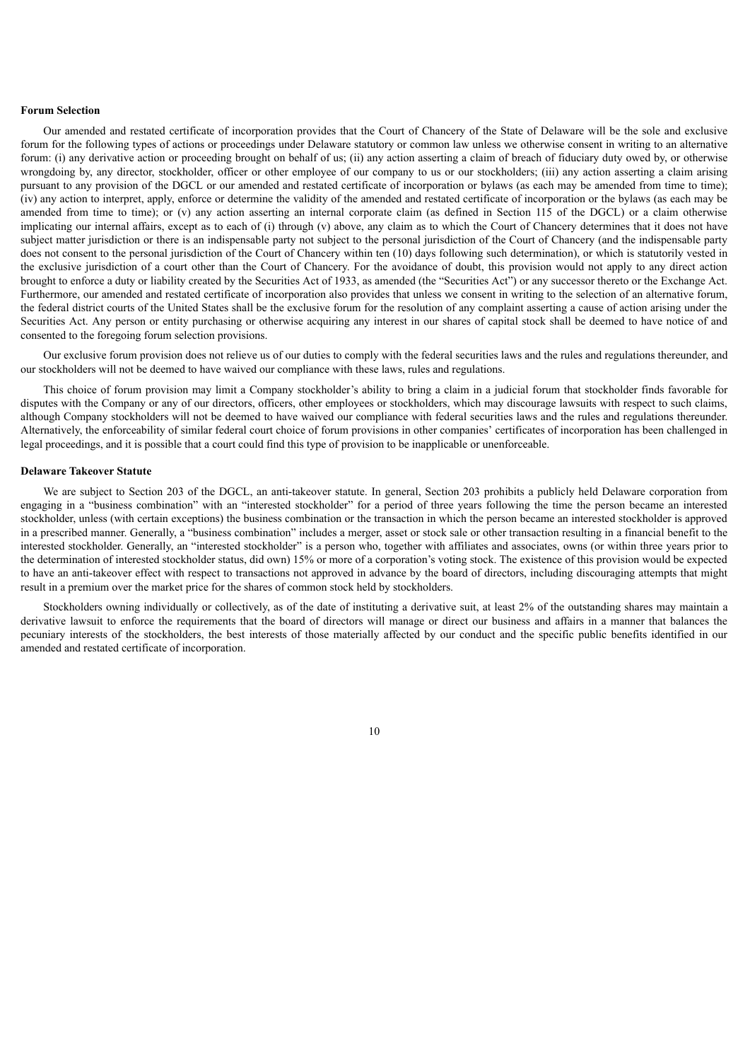**Forum Selection**

Our amended and restated certificate of incorporation provides that the Court of Chancery of the State of Delaware will be the sole and exclusive forum for the following types of actions or proceedings under Delaware statutory or common law unless we otherwise consent in writing to an alternative forum: (i) any derivative action or proceeding brought on behalf of us; (ii) any action asserting a claim of breach of fiduciary duty owed by, or otherwise wrongdoing by, any director, stockholder, officer or other employee of our company to us or our stockholders; (iii) any action asserting a claim arising pursuant to any provision of the DGCL or our amended and restated certificate of incorporation or bylaws (as each may be amended from time to time); (iv) any action to interpret, apply, enforce or determine the validity of the amended and restated certificate of incorporation or the bylaws (as each may be amended from time to time); or (v) any action asserting an internal corporate claim (as defined in Section 115 of the DGCL) or a claim otherwise implicating our internal affairs, except as to each of (i) through (v) above, any claim as to which the Court of Chancery determines that it does not have subject matter jurisdiction or there is an indispensable party not subject to the personal jurisdiction of the Court of Chancery (and the indispensable party does not consent to the personal jurisdiction of the Court of Chancery within ten (10) days following such determination), or which is statutorily vested in the exclusive jurisdiction of a court other than the Court of Chancery. For the avoidance of doubt, this provision would not apply to any direct action brought to enforce a duty or liability created by the Securities Act of 1933, as amended (the "Securities Act") or any successor thereto or the Exchange Act. Furthermore, our amended and restated certificate of incorporation also provides that unless we consent in writing to the selection of an alternative forum, the federal district courts of the United States shall be the exclusive forum for the resolution of any complaint asserting a cause of action arising under the Securities Act. Any person or entity purchasing or otherwise acquiring any interest in our shares of capital stock shall be deemed to have notice of and consented to the foregoing forum selection provisions.

Our exclusive forum provision does not relieve us of our duties to comply with the federal securities laws and the rules and regulations thereunder, and our stockholders will not be deemed to have waived our compliance with these laws, rules and regulations.

This choice of forum provision may limit a Company stockholder's ability to bring a claim in a judicial forum that stockholder finds favorable for disputes with the Company or any of our directors, officers, other employees or stockholders, which may discourage lawsuits with respect to such claims, although Company stockholders will not be deemed to have waived our compliance with federal securities laws and the rules and regulations thereunder. Alternatively, the enforceability of similar federal court choice of forum provisions in other companies' certificates of incorporation has been challenged in legal proceedings, and it is possible that a court could find this type of provision to be inapplicable or unenforceable.

**Delaware Takeover Statute**

We are subject to Section 203 of the DGCL, an anti-takeover statute. In general, Section 203 prohibits a publicly held Delaware corporation from engaging in a "business combination" with an "interested stockholder" for a period of three years following the time the person became an interested stockholder, unless (with certain exceptions) the business combination or the transaction in which the person became an interested stockholder is approved in a prescribed manner. Generally, a "business combination" includes a merger, asset or stock sale or other transaction resulting in a financial benefit to the interested stockholder. Generally, an "interested stockholder" is a person who, together with affiliates and associates, owns (or within three years prior to the determination of interested stockholder status, did own) 15% or more of a corporation's voting stock. The existence of this provision would be expected to have an anti-takeover effect with respect to transactions not approved in advance by the board of directors, including discouraging attempts that might result in a premium over the market price for the shares of common stock held by stockholders.

Stockholders owning individually or collectively, as of the date of instituting a derivative suit, at least 2% of the outstanding shares may maintain a derivative lawsuit to enforce the requirements that the board of directors will manage or direct our business and affairs in a manner that balances the pecuniary interests of the stockholders, the best interests of those materially affected by our conduct and the specific public benefits identified in our amended and restated certificate of incorporation.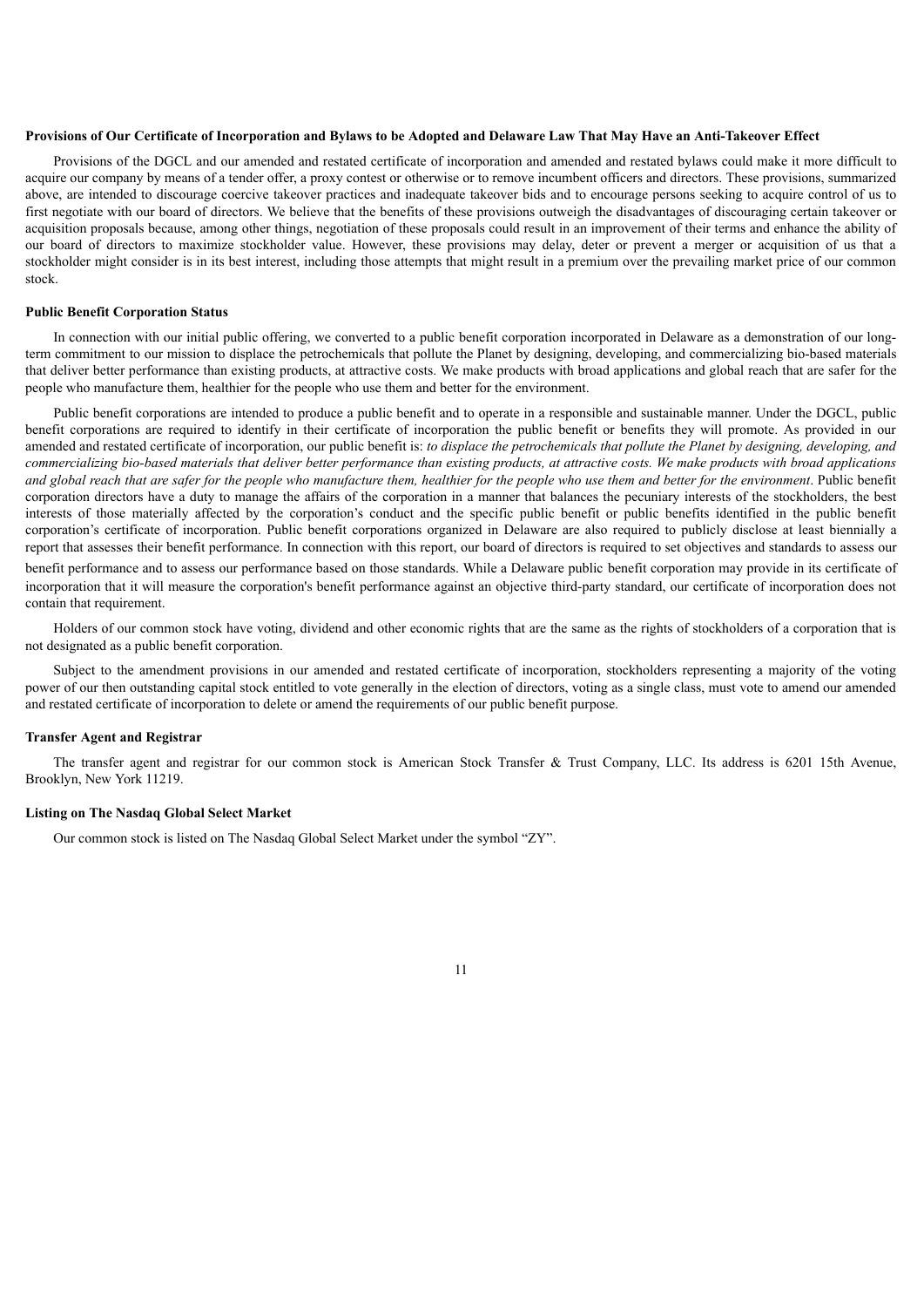**Provisions of Our Certificate of Incorporation and Bylaws to be Adopted and Delaware Law That May Have an Anti-Takeover Effect**

Provisions of the DGCL and our amended and restated certificate of incorporation and amended and restated bylaws could make it more difficult to acquire our company by means of a tender offer, a proxy contest or otherwise or to remove incumbent officers and directors. These provisions, summarized above, are intended to discourage coercive takeover practices and inadequate takeover bids and to encourage persons seeking to acquire control of us to first negotiate with our board of directors. We believe that the benefits of these provisions outweigh the disadvantages of discouraging certain takeover or acquisition proposals because, among other things, negotiation of these proposals could result in an improvement of their terms and enhance the ability of our board of directors to maximize stockholder value. However, these provisions may delay, deter or prevent a merger or acquisition of us that a stockholder might consider is in its best interest, including those attempts that might result in a premium over the prevailing market price of our common stock.

**Public Benefit Corporation Status**

In connection with our initial public offering, we converted to a public benefit corporation incorporated in Delaware as a demonstration of our long-term commitment to our mission to displace the petrochemicals that pollute the Planet by designing, developing, and commercializing bio-based materials that deliver better performance than existing products, at attractive costs. We make products with broad applications and global reach that are safer for the people who manufacture them, healthier for the people who use them and better for the environment.

Public benefit corporations are intended to produce a public benefit and to operate in a responsible and sustainable manner. Under the DGCL, public benefit corporations are required to identify in their certificate of incorporation the public benefit or benefits they will promote. As provided in our amended and restated certificate of incorporation, our public benefit is: *to displace the petrochemicals that pollute the Planet by designing, developing, and commercializing bio-based materials that deliver better performance than existing products, at attractive costs. We make products with broad applications and global reach that are safer for the people who manufacture them, healthier for the people who use them and better for the environment*. Public benefit corporation directors have a duty to manage the affairs of the corporation in a manner that balances the pecuniary interests of the stockholders, the best interests of those materially affected by the corporation's conduct and the specific public benefit or public benefits identified in the public benefit corporation's certificate of incorporation. Public benefit corporations organized in Delaware are also required to publicly disclose at least biennially a report that assesses their benefit performance. In connection with this report, our board of directors is required to set objectives and standards to assess our benefit performance and to assess our performance based on those standards. While a Delaware public benefit corporation may provide in its certificate of incorporation that it will measure the corporation's benefit performance against an objective third-party standard, our certificate of incorporation does not contain that requirement.

Holders of our common stock have voting, dividend and other economic rights that are the same as the rights of stockholders of a corporation that is not designated as a public benefit corporation.

Subject to the amendment provisions in our amended and restated certificate of incorporation, stockholders representing a majority of the voting power of our then outstanding capital stock entitled to vote generally in the election of directors, voting as a single class, must vote to amend our amended and restated certificate of incorporation to delete or amend the requirements of our public benefit purpose.

**Transfer Agent and Registrar**

The transfer agent and registrar for our common stock is American Stock Transfer & Trust Company, LLC. Its address is 6201 15th Avenue, Brooklyn, New York 11219.

**Listing on The Nasdaq Global Select Market**

Our common stock is listed on The Nasdaq Global Select Market under the symbol "ZY".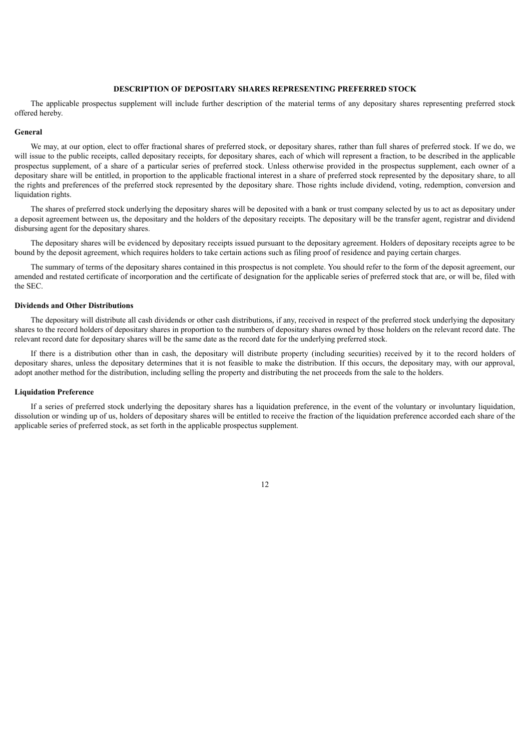## DESCRIPTION OF DEPOSITARY SHARES REPRESENTING PREFERRED STOCK

The applicable prospectus supplement will include further description of the material terms of any depositary shares representing preferred stock offered hereby.

### General

We may, at our option, elect to offer fractional shares of preferred stock, or depositary shares, rather than full shares of preferred stock. If we do, we will issue to the public receipts, called depositary receipts, for depositary shares, each of which will represent a fraction, to be described in the applicable prospectus supplement, of a share of a particular series of preferred stock. Unless otherwise provided in the prospectus supplement, each owner of a depositary share will be entitled, in proportion to the applicable fractional interest in a share of preferred stock represented by the depositary share, to all the rights and preferences of the preferred stock represented by the depositary share. Those rights include dividend, voting, redemption, conversion and liquidation rights.

The shares of preferred stock underlying the depositary shares will be deposited with a bank or trust company selected by us to act as depositary under a deposit agreement between us, the depositary and the holders of the depositary receipts. The depositary will be the transfer agent, registrar and dividend disbursing agent for the depositary shares.

The depositary shares will be evidenced by depositary receipts issued pursuant to the depositary agreement. Holders of depositary receipts agree to be bound by the deposit agreement, which requires holders to take certain actions such as filing proof of residence and paying certain charges.

The summary of terms of the depositary shares contained in this prospectus is not complete. You should refer to the form of the deposit agreement, our amended and restated certificate of incorporation and the certificate of designation for the applicable series of preferred stock that are, or will be, filed with the SEC.

### Dividends and Other Distributions

The depositary will distribute all cash dividends or other cash distributions, if any, received in respect of the preferred stock underlying the depositary shares to the record holders of depositary shares in proportion to the numbers of depositary shares owned by those holders on the relevant record date. The relevant record date for depositary shares will be the same date as the record date for the underlying preferred stock.

If there is a distribution other than in cash, the depositary will distribute property (including securities) received by it to the record holders of depositary shares, unless the depositary determines that it is not feasible to make the distribution. If this occurs, the depositary may, with our approval, adopt another method for the distribution, including selling the property and distributing the net proceeds from the sale to the holders.

### Liquidation Preference

If a series of preferred stock underlying the depositary shares has a liquidation preference, in the event of the voluntary or involuntary liquidation, dissolution or winding up of us, holders of depositary shares will be entitled to receive the fraction of the liquidation preference accorded each share of the applicable series of preferred stock, as set forth in the applicable prospectus supplement.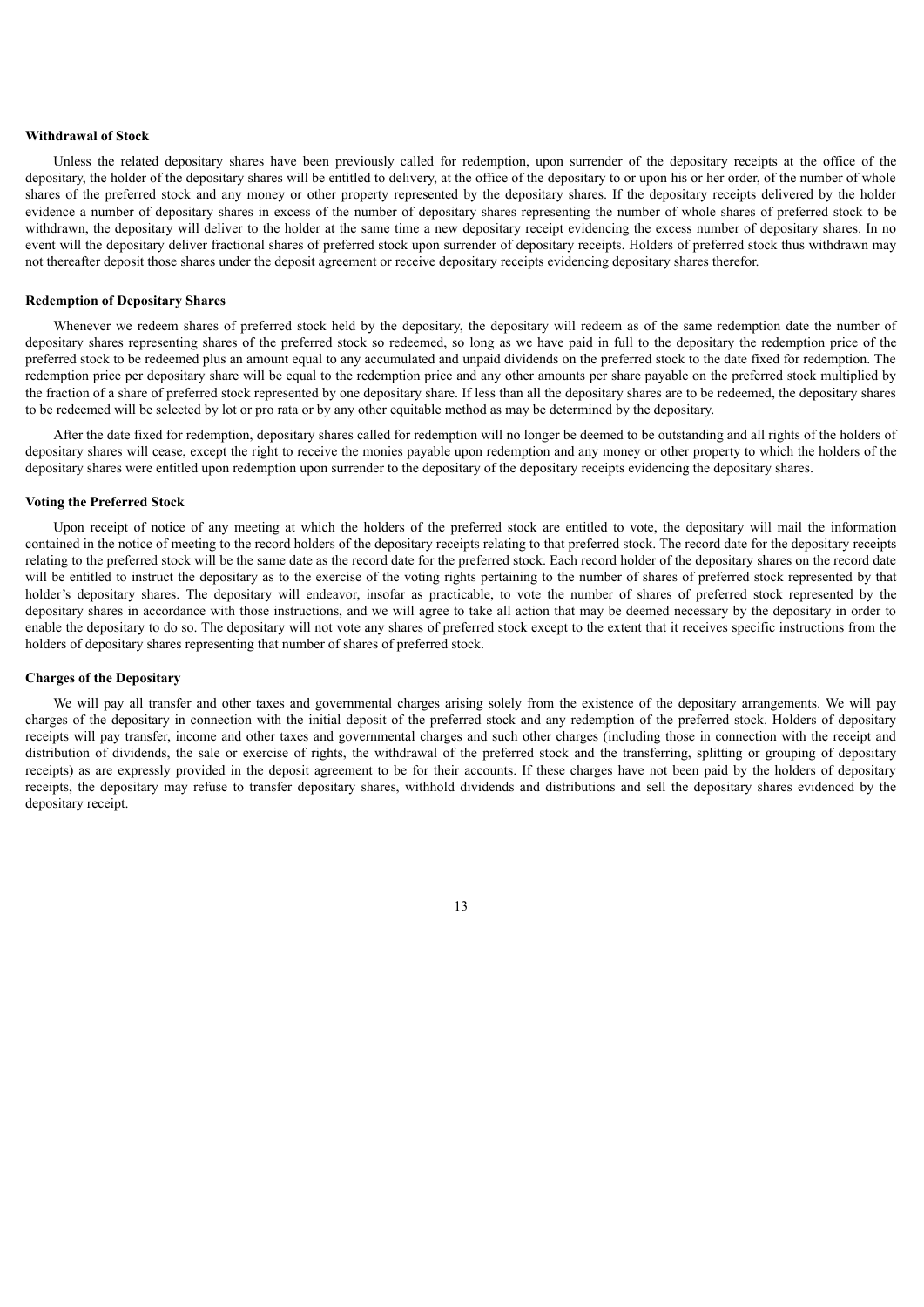**Withdrawal of Stock**

Unless the related depositary shares have been previously called for redemption, upon surrender of the depositary receipts at the office of the depositary, the holder of the depositary shares will be entitled to delivery, at the office of the depositary to or upon his or her order, of the number of whole shares of the preferred stock and any money or other property represented by the depositary shares. If the depositary receipts delivered by the holder evidence a number of depositary shares in excess of the number of depositary shares representing the number of whole shares of preferred stock to be withdrawn, the depositary will deliver to the holder at the same time a new depositary receipt evidencing the excess number of depositary shares. In no event will the depositary deliver fractional shares of preferred stock upon surrender of depositary receipts. Holders of preferred stock thus withdrawn may not thereafter deposit those shares under the deposit agreement or receive depositary receipts evidencing depositary shares therefor.

**Redemption of Depositary Shares**

Whenever we redeem shares of preferred stock held by the depositary, the depositary will redeem as of the same redemption date the number of depositary shares representing shares of the preferred stock so redeemed, so long as we have paid in full to the depositary the redemption price of the preferred stock to be redeemed plus an amount equal to any accumulated and unpaid dividends on the preferred stock to the date fixed for redemption. The redemption price per depositary share will be equal to the redemption price and any other amounts per share payable on the preferred stock multiplied by the fraction of a share of preferred stock represented by one depositary share. If less than all the depositary shares are to be redeemed, the depositary shares to be redeemed will be selected by lot or pro rata or by any other equitable method as may be determined by the depositary.

After the date fixed for redemption, depositary shares called for redemption will no longer be deemed to be outstanding and all rights of the holders of depositary shares will cease, except the right to receive the monies payable upon redemption and any money or other property to which the holders of the depositary shares were entitled upon redemption upon surrender to the depositary of the depositary receipts evidencing the depositary shares.

**Voting the Preferred Stock**

Upon receipt of notice of any meeting at which the holders of the preferred stock are entitled to vote, the depositary will mail the information contained in the notice of meeting to the record holders of the depositary receipts relating to that preferred stock. The record date for the depositary receipts relating to the preferred stock will be the same date as the record date for the preferred stock. Each record holder of the depositary shares on the record date will be entitled to instruct the depositary as to the exercise of the voting rights pertaining to the number of shares of preferred stock represented by that holder's depositary shares. The depositary will endeavor, insofar as practicable, to vote the number of shares of preferred stock represented by the depositary shares in accordance with those instructions, and we will agree to take all action that may be deemed necessary by the depositary in order to enable the depositary to do so. The depositary will not vote any shares of preferred stock except to the extent that it receives specific instructions from the holders of depositary shares representing that number of shares of preferred stock.

**Charges of the Depositary**

We will pay all transfer and other taxes and governmental charges arising solely from the existence of the depositary arrangements. We will pay charges of the depositary in connection with the initial deposit of the preferred stock and any redemption of the preferred stock. Holders of depositary receipts will pay transfer, income and other taxes and governmental charges and such other charges (including those in connection with the receipt and distribution of dividends, the sale or exercise of rights, the withdrawal of the preferred stock and the transferring, splitting or grouping of depositary receipts) as are expressly provided in the deposit agreement to be for their accounts. If these charges have not been paid by the holders of depositary receipts, the depositary may refuse to transfer depositary shares, withhold dividends and distributions and sell the depositary shares evidenced by the depositary receipt.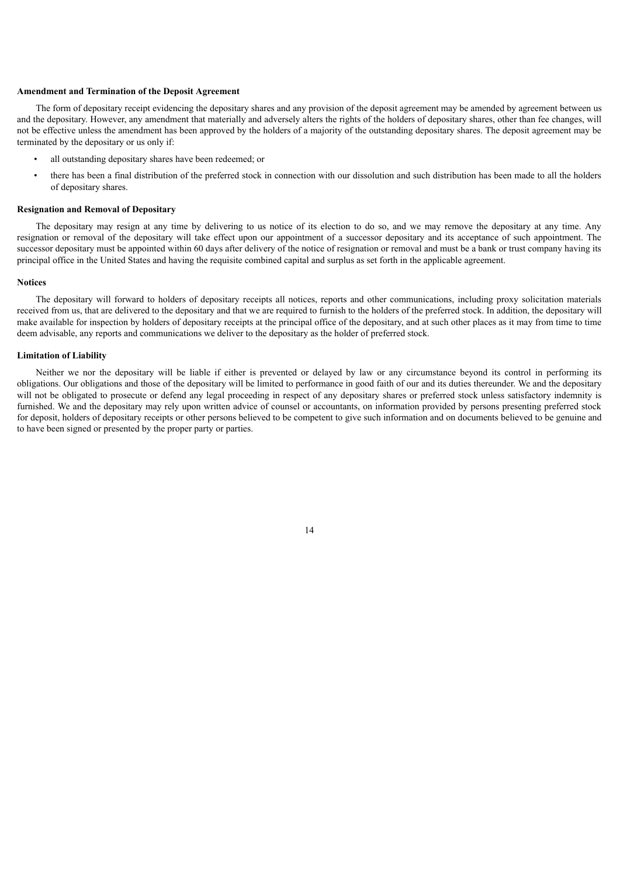**Amendment and Termination of the Deposit Agreement**

The form of depositary receipt evidencing the depositary shares and any provision of the deposit agreement may be amended by agreement between us and the depositary. However, any amendment that materially and adversely alters the rights of the holders of depositary shares, other than fee changes, will not be effective unless the amendment has been approved by the holders of a majority of the outstanding depositary shares. The deposit agreement may be terminated by the depositary or us only if:

- all outstanding depositary shares have been redeemed; or
- there has been a final distribution of the preferred stock in connection with our dissolution and such distribution has been made to all the holders of depositary shares.

**Resignation and Removal of Depositary**

The depositary may resign at any time by delivering to us notice of its election to do so, and we may remove the depositary at any time. Any resignation or removal of the depositary will take effect upon our appointment of a successor depositary and its acceptance of such appointment. The successor depositary must be appointed within 60 days after delivery of the notice of resignation or removal and must be a bank or trust company having its principal office in the United States and having the requisite combined capital and surplus as set forth in the applicable agreement.

**Notices**

The depositary will forward to holders of depositary receipts all notices, reports and other communications, including proxy solicitation materials received from us, that are delivered to the depositary and that we are required to furnish to the holders of the preferred stock. In addition, the depositary will make available for inspection by holders of depositary receipts at the principal office of the depositary, and at such other places as it may from time to time deem advisable, any reports and communications we deliver to the depositary as the holder of preferred stock.

**Limitation of Liability**

Neither we nor the depositary will be liable if either is prevented or delayed by law or any circumstance beyond its control in performing its obligations. Our obligations and those of the depositary will be limited to performance in good faith of our and its duties thereunder. We and the depositary will not be obligated to prosecute or defend any legal proceeding in respect of any depositary shares or preferred stock unless satisfactory indemnity is furnished. We and the depositary may rely upon written advice of counsel or accountants, on information provided by persons presenting preferred stock for deposit, holders of depositary receipts or other persons believed to be competent to give such information and on documents believed to be genuine and to have been signed or presented by the proper party or parties.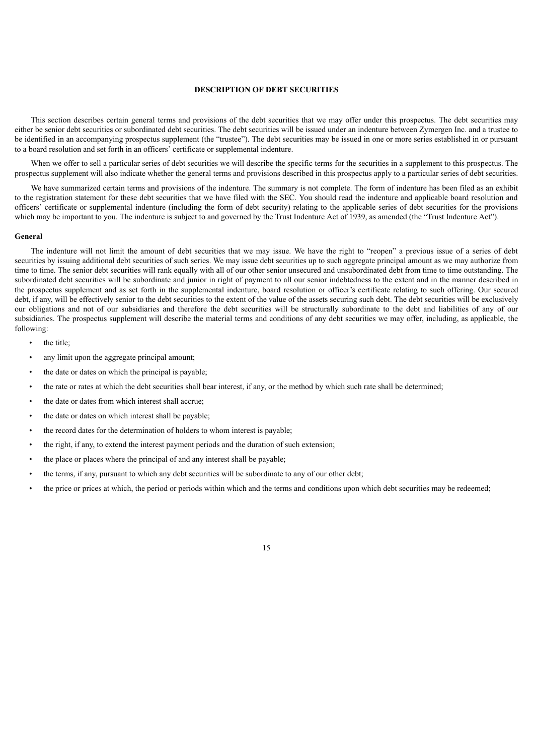## DESCRIPTION OF DEBT SECURITIES

This section describes certain general terms and provisions of the debt securities that we may offer under this prospectus. The debt securities may either be senior debt securities or subordinated debt securities. The debt securities will be issued under an indenture between Zymergen Inc. and a trustee to be identified in an accompanying prospectus supplement (the "trustee"). The debt securities may be issued in one or more series established in or pursuant to a board resolution and set forth in an officers' certificate or supplemental indenture.

When we offer to sell a particular series of debt securities we will describe the specific terms for the securities in a supplement to this prospectus. The prospectus supplement will also indicate whether the general terms and provisions described in this prospectus apply to a particular series of debt securities.

We have summarized certain terms and provisions of the indenture. The summary is not complete. The form of indenture has been filed as an exhibit to the registration statement for these debt securities that we have filed with the SEC. You should read the indenture and applicable board resolution and officers' certificate or supplemental indenture (including the form of debt security) relating to the applicable series of debt securities for the provisions which may be important to you. The indenture is subject to and governed by the Trust Indenture Act of 1939, as amended (the "Trust Indenture Act").

### General

The indenture will not limit the amount of debt securities that we may issue. We have the right to "reopen" a previous issue of a series of debt securities by issuing additional debt securities of such series. We may issue debt securities up to such aggregate principal amount as we may authorize from time to time. The senior debt securities will rank equally with all of our other senior unsecured and unsubordinated debt from time to time outstanding. The subordinated debt securities will be subordinate and junior in right of payment to all our senior indebtedness to the extent and in the manner described in the prospectus supplement and as set forth in the supplemental indenture, board resolution or officer's certificate relating to such offering. Our secured debt, if any, will be effectively senior to the debt securities to the extent of the value of the assets securing such debt. The debt securities will be exclusively our obligations and not of our subsidiaries and therefore the debt securities will be structurally subordinate to the debt and liabilities of any of our subsidiaries. The prospectus supplement will describe the material terms and conditions of any debt securities we may offer, including, as applicable, the following:

- the title;
- any limit upon the aggregate principal amount;
- the date or dates on which the principal is payable;
- the rate or rates at which the debt securities shall bear interest, if any, or the method by which such rate shall be determined;
- the date or dates from which interest shall accrue;
- the date or dates on which interest shall be payable;
- the record dates for the determination of holders to whom interest is payable;
- the right, if any, to extend the interest payment periods and the duration of such extension;
- the place or places where the principal of and any interest shall be payable;
- the terms, if any, pursuant to which any debt securities will be subordinate to any of our other debt;
- the price or prices at which, the period or periods within which and the terms and conditions upon which debt securities may be redeemed;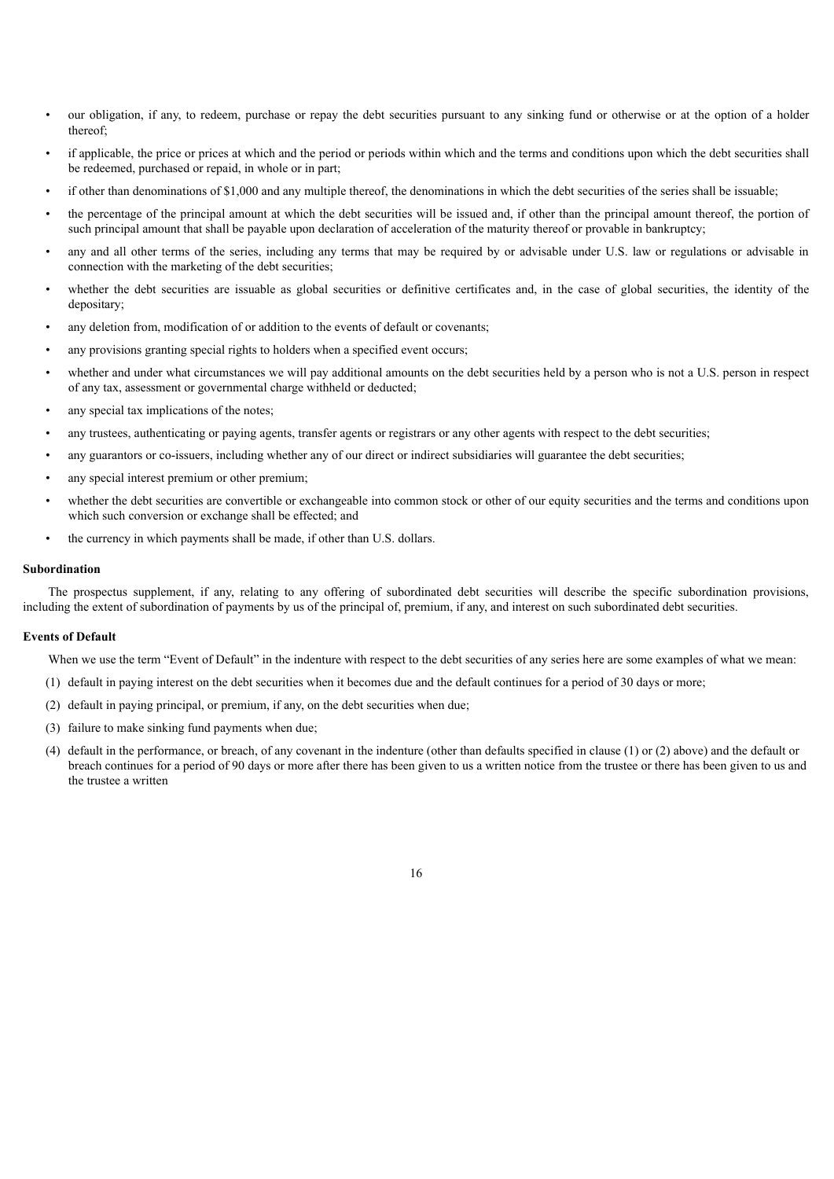- our obligation, if any, to redeem, purchase or repay the debt securities pursuant to any sinking fund or otherwise or at the option of a holder thereof;
- if applicable, the price or prices at which and the period or periods within which and the terms and conditions upon which the debt securities shall be redeemed, purchased or repaid, in whole or in part;
- if other than denominations of $1,000 and any multiple thereof, the denominations in which the debt securities of the series shall be issuable;
- the percentage of the principal amount at which the debt securities will be issued and, if other than the principal amount thereof, the portion of such principal amount that shall be payable upon declaration of acceleration of the maturity thereof or provable in bankruptcy;
- any and all other terms of the series, including any terms that may be required by or advisable under U.S. law or regulations or advisable in connection with the marketing of the debt securities;
- whether the debt securities are issuable as global securities or definitive certificates and, in the case of global securities, the identity of the depositary;
- any deletion from, modification of or addition to the events of default or covenants;
- any provisions granting special rights to holders when a specified event occurs;
- whether and under what circumstances we will pay additional amounts on the debt securities held by a person who is not a U.S. person in respect of any tax, assessment or governmental charge withheld or deducted;
- any special tax implications of the notes;
- any trustees, authenticating or paying agents, transfer agents or registrars or any other agents with respect to the debt securities;
- any guarantors or co-issuers, including whether any of our direct or indirect subsidiaries will guarantee the debt securities;
- any special interest premium or other premium;
- whether the debt securities are convertible or exchangeable into common stock or other of our equity securities and the terms and conditions upon which such conversion or exchange shall be effected; and
- the currency in which payments shall be made, if other than U.S. dollars.

**Subordination**

The prospectus supplement, if any, relating to any offering of subordinated debt securities will describe the specific subordination provisions, including the extent of subordination of payments by us of the principal of, premium, if any, and interest on such subordinated debt securities.

**Events of Default**

When we use the term "Event of Default" in the indenture with respect to the debt securities of any series here are some examples of what we mean:

(1) default in paying interest on the debt securities when it becomes due and the default continues for a period of 30 days or more;

(2) default in paying principal, or premium, if any, on the debt securities when due;

(3) failure to make sinking fund payments when due;

(4) default in the performance, or breach, of any covenant in the indenture (other than defaults specified in clause (1) or (2) above) and the default or breach continues for a period of 90 days or more after there has been given to us a written notice from the trustee or there has been given to us and the trustee a written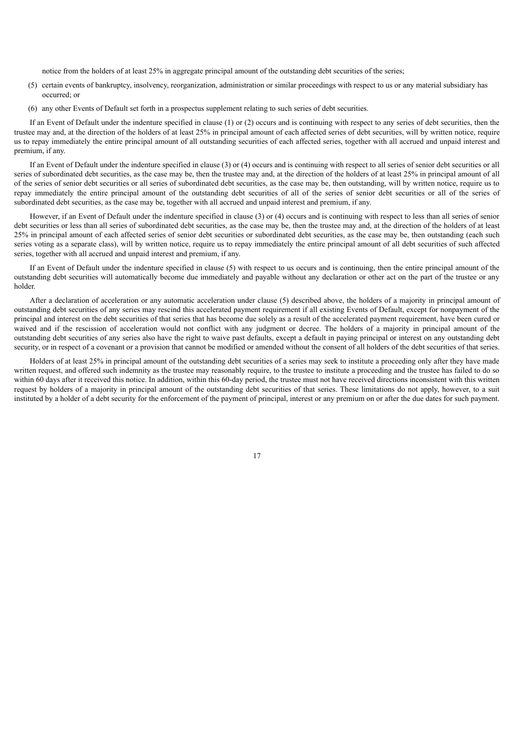notice from the holders of at least 25% in aggregate principal amount of the outstanding debt securities of the series;

(5) certain events of bankruptcy, insolvency, reorganization, administration or similar proceedings with respect to us or any material subsidiary has occurred; or

(6) any other Events of Default set forth in a prospectus supplement relating to such series of debt securities.

If an Event of Default under the indenture specified in clause (1) or (2) occurs and is continuing with respect to any series of debt securities, then the trustee may and, at the direction of the holders of at least 25% in principal amount of each affected series of debt securities, will by written notice, require us to repay immediately the entire principal amount of all outstanding securities of each affected series, together with all accrued and unpaid interest and premium, if any.

If an Event of Default under the indenture specified in clause (3) or (4) occurs and is continuing with respect to all series of senior debt securities or all series of subordinated debt securities, as the case may be, then the trustee may and, at the direction of the holders of at least 25% in principal amount of all of the series of senior debt securities or all series of subordinated debt securities, as the case may be, then outstanding, will by written notice, require us to repay immediately the entire principal amount of the outstanding debt securities of all of the series of senior debt securities or all of the series of subordinated debt securities, as the case may be, together with all accrued and unpaid interest and premium, if any.

However, if an Event of Default under the indenture specified in clause (3) or (4) occurs and is continuing with respect to less than all series of senior debt securities or less than all series of subordinated debt securities, as the case may be, then the trustee may and, at the direction of the holders of at least 25% in principal amount of each affected series of senior debt securities or subordinated debt securities, as the case may be, then outstanding (each such series voting as a separate class), will by written notice, require us to repay immediately the entire principal amount of all debt securities of such affected series, together with all accrued and unpaid interest and premium, if any.

If an Event of Default under the indenture specified in clause (5) with respect to us occurs and is continuing, then the entire principal amount of the outstanding debt securities will automatically become due immediately and payable without any declaration or other act on the part of the trustee or any holder.

After a declaration of acceleration or any automatic acceleration under clause (5) described above, the holders of a majority in principal amount of outstanding debt securities of any series may rescind this accelerated payment requirement if all existing Events of Default, except for nonpayment of the principal and interest on the debt securities of that series that has become due solely as a result of the accelerated payment requirement, have been cured or waived and if the rescission of acceleration would not conflict with any judgment or decree. The holders of a majority in principal amount of the outstanding debt securities of any series also have the right to waive past defaults, except a default in paying principal or interest on any outstanding debt security, or in respect of a covenant or a provision that cannot be modified or amended without the consent of all holders of the debt securities of that series.

Holders of at least 25% in principal amount of the outstanding debt securities of a series may seek to institute a proceeding only after they have made written request, and offered such indemnity as the trustee may reasonably require, to the trustee to institute a proceeding and the trustee has failed to do so within 60 days after it received this notice. In addition, within this 60-day period, the trustee must not have received directions inconsistent with this written request by holders of a majority in principal amount of the outstanding debt securities of that series. These limitations do not apply, however, to a suit instituted by a holder of a debt security for the enforcement of the payment of principal, interest or any premium on or after the due dates for such payment.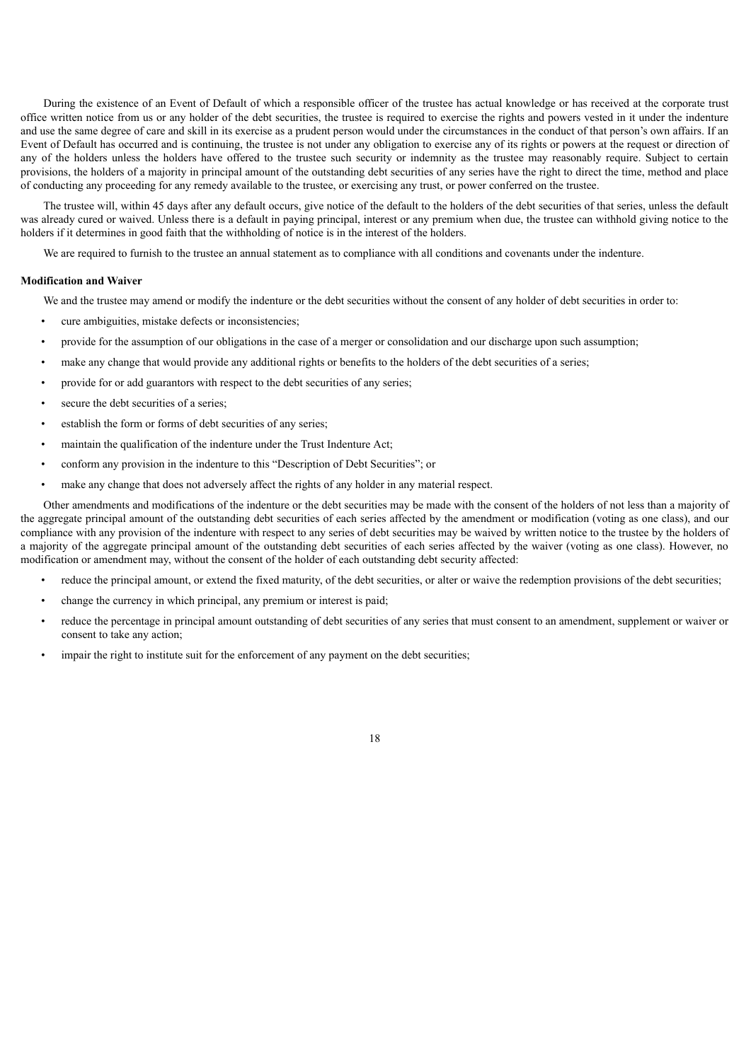During the existence of an Event of Default of which a responsible officer of the trustee has actual knowledge or has received at the corporate trust office written notice from us or any holder of the debt securities, the trustee is required to exercise the rights and powers vested in it under the indenture and use the same degree of care and skill in its exercise as a prudent person would under the circumstances in the conduct of that person's own affairs. If an Event of Default has occurred and is continuing, the trustee is not under any obligation to exercise any of its rights or powers at the request or direction of any of the holders unless the holders have offered to the trustee such security or indemnity as the trustee may reasonably require. Subject to certain provisions, the holders of a majority in principal amount of the outstanding debt securities of any series have the right to direct the time, method and place of conducting any proceeding for any remedy available to the trustee, or exercising any trust, or power conferred on the trustee.

The trustee will, within 45 days after any default occurs, give notice of the default to the holders of the debt securities of that series, unless the default was already cured or waived. Unless there is a default in paying principal, interest or any premium when due, the trustee can withhold giving notice to the holders if it determines in good faith that the withholding of notice is in the interest of the holders.

We are required to furnish to the trustee an annual statement as to compliance with all conditions and covenants under the indenture.

**Modification and Waiver**

We and the trustee may amend or modify the indenture or the debt securities without the consent of any holder of debt securities in order to:

- cure ambiguities, mistake defects or inconsistencies;
- provide for the assumption of our obligations in the case of a merger or consolidation and our discharge upon such assumption;
- make any change that would provide any additional rights or benefits to the holders of the debt securities of a series;
- provide for or add guarantors with respect to the debt securities of any series;
- secure the debt securities of a series;
- establish the form or forms of debt securities of any series;
- maintain the qualification of the indenture under the Trust Indenture Act;
- conform any provision in the indenture to this "Description of Debt Securities"; or
- make any change that does not adversely affect the rights of any holder in any material respect.

Other amendments and modifications of the indenture or the debt securities may be made with the consent of the holders of not less than a majority of the aggregate principal amount of the outstanding debt securities of each series affected by the amendment or modification (voting as one class), and our compliance with any provision of the indenture with respect to any series of debt securities may be waived by written notice to the trustee by the holders of a majority of the aggregate principal amount of the outstanding debt securities of each series affected by the waiver (voting as one class). However, no modification or amendment may, without the consent of the holder of each outstanding debt security affected:

- reduce the principal amount, or extend the fixed maturity, of the debt securities, or alter or waive the redemption provisions of the debt securities;
- change the currency in which principal, any premium or interest is paid;
- reduce the percentage in principal amount outstanding of debt securities of any series that must consent to an amendment, supplement or waiver or consent to take any action;
- impair the right to institute suit for the enforcement of any payment on the debt securities;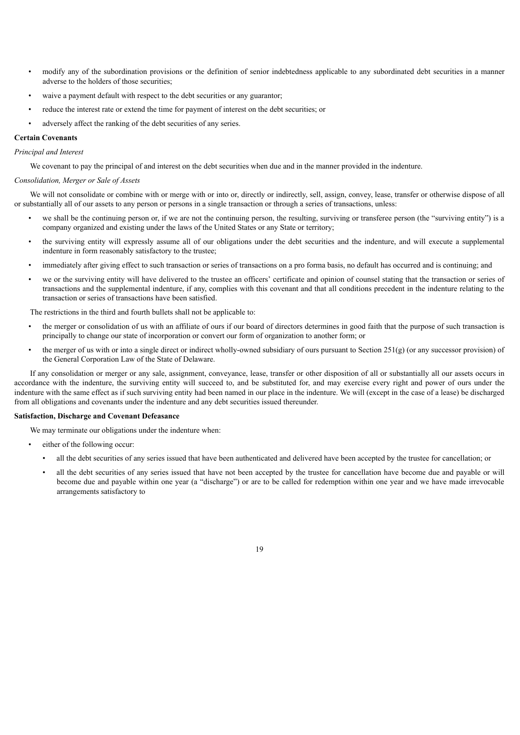- modify any of the subordination provisions or the definition of senior indebtedness applicable to any subordinated debt securities in a manner adverse to the holders of those securities;
- waive a payment default with respect to the debt securities or any guarantor;
- reduce the interest rate or extend the time for payment of interest on the debt securities; or
- adversely affect the ranking of the debt securities of any series.

**Certain Covenants**

*Principal and Interest*

We covenant to pay the principal of and interest on the debt securities when due and in the manner provided in the indenture.

*Consolidation, Merger or Sale of Assets*

We will not consolidate or combine with or merge with or into or, directly or indirectly, sell, assign, convey, lease, transfer or otherwise dispose of all or substantially all of our assets to any person or persons in a single transaction or through a series of transactions, unless:

- we shall be the continuing person or, if we are not the continuing person, the resulting, surviving or transferee person (the "surviving entity") is a company organized and existing under the laws of the United States or any State or territory;
- the surviving entity will expressly assume all of our obligations under the debt securities and the indenture, and will execute a supplemental indenture in form reasonably satisfactory to the trustee;
- immediately after giving effect to such transaction or series of transactions on a pro forma basis, no default has occurred and is continuing; and
- we or the surviving entity will have delivered to the trustee an officers' certificate and opinion of counsel stating that the transaction or series of transactions and the supplemental indenture, if any, complies with this covenant and that all conditions precedent in the indenture relating to the transaction or series of transactions have been satisfied.

The restrictions in the third and fourth bullets shall not be applicable to:

- the merger or consolidation of us with an affiliate of ours if our board of directors determines in good faith that the purpose of such transaction is principally to change our state of incorporation or convert our form of organization to another form; or
- the merger of us with or into a single direct or indirect wholly-owned subsidiary of ours pursuant to Section 251(g) (or any successor provision) of the General Corporation Law of the State of Delaware.

If any consolidation or merger or any sale, assignment, conveyance, lease, transfer or other disposition of all or substantially all our assets occurs in accordance with the indenture, the surviving entity will succeed to, and be substituted for, and may exercise every right and power of ours under the indenture with the same effect as if such surviving entity had been named in our place in the indenture. We will (except in the case of a lease) be discharged from all obligations and covenants under the indenture and any debt securities issued thereunder.

**Satisfaction, Discharge and Covenant Defeasance**

We may terminate our obligations under the indenture when:

- either of the following occur:
  - all the debt securities of any series issued that have been authenticated and delivered have been accepted by the trustee for cancellation; or
  - all the debt securities of any series issued that have not been accepted by the trustee for cancellation have become due and payable or will become due and payable within one year (a "discharge") or are to be called for redemption within one year and we have made irrevocable arrangements satisfactory to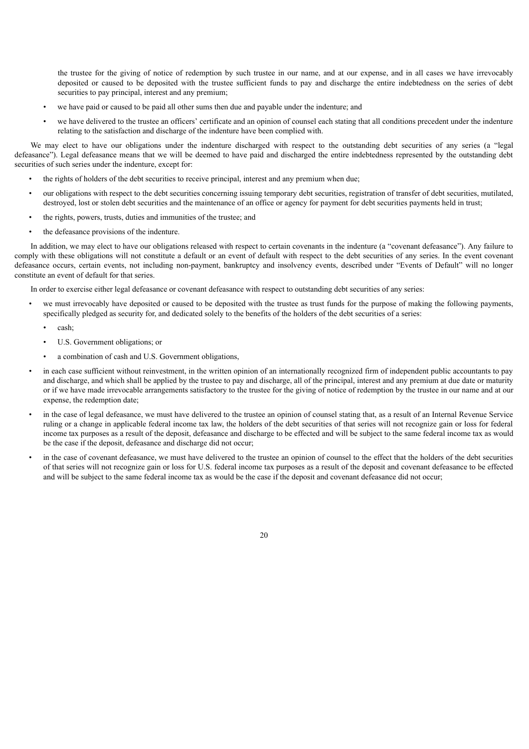the trustee for the giving of notice of redemption by such trustee in our name, and at our expense, and in all cases we have irrevocably deposited or caused to be deposited with the trustee sufficient funds to pay and discharge the entire indebtedness on the series of debt securities to pay principal, interest and any premium;

- we have paid or caused to be paid all other sums then due and payable under the indenture; and
- we have delivered to the trustee an officers' certificate and an opinion of counsel each stating that all conditions precedent under the indenture relating to the satisfaction and discharge of the indenture have been complied with.

We may elect to have our obligations under the indenture discharged with respect to the outstanding debt securities of any series (a "legal defeasance"). Legal defeasance means that we will be deemed to have paid and discharged the entire indebtedness represented by the outstanding debt securities of such series under the indenture, except for:

- the rights of holders of the debt securities to receive principal, interest and any premium when due;
- our obligations with respect to the debt securities concerning issuing temporary debt securities, registration of transfer of debt securities, mutilated, destroyed, lost or stolen debt securities and the maintenance of an office or agency for payment for debt securities payments held in trust;
- the rights, powers, trusts, duties and immunities of the trustee; and
- the defeasance provisions of the indenture.

In addition, we may elect to have our obligations released with respect to certain covenants in the indenture (a "covenant defeasance"). Any failure to comply with these obligations will not constitute a default or an event of default with respect to the debt securities of any series. In the event covenant defeasance occurs, certain events, not including non-payment, bankruptcy and insolvency events, described under "Events of Default" will no longer constitute an event of default for that series.

In order to exercise either legal defeasance or covenant defeasance with respect to outstanding debt securities of any series:

- we must irrevocably have deposited or caused to be deposited with the trustee as trust funds for the purpose of making the following payments, specifically pledged as security for, and dedicated solely to the benefits of the holders of the debt securities of a series:
  - cash;
  - U.S. Government obligations; or
  - a combination of cash and U.S. Government obligations,
- in each case sufficient without reinvestment, in the written opinion of an internationally recognized firm of independent public accountants to pay and discharge, and which shall be applied by the trustee to pay and discharge, all of the principal, interest and any premium at due date or maturity or if we have made irrevocable arrangements satisfactory to the trustee for the giving of notice of redemption by the trustee in our name and at our expense, the redemption date;
- in the case of legal defeasance, we must have delivered to the trustee an opinion of counsel stating that, as a result of an Internal Revenue Service ruling or a change in applicable federal income tax law, the holders of the debt securities of that series will not recognize gain or loss for federal income tax purposes as a result of the deposit, defeasance and discharge to be effected and will be subject to the same federal income tax as would be the case if the deposit, defeasance and discharge did not occur;
- in the case of covenant defeasance, we must have delivered to the trustee an opinion of counsel to the effect that the holders of the debt securities of that series will not recognize gain or loss for U.S. federal income tax purposes as a result of the deposit and covenant defeasance to be effected and will be subject to the same federal income tax as would be the case if the deposit and covenant defeasance did not occur;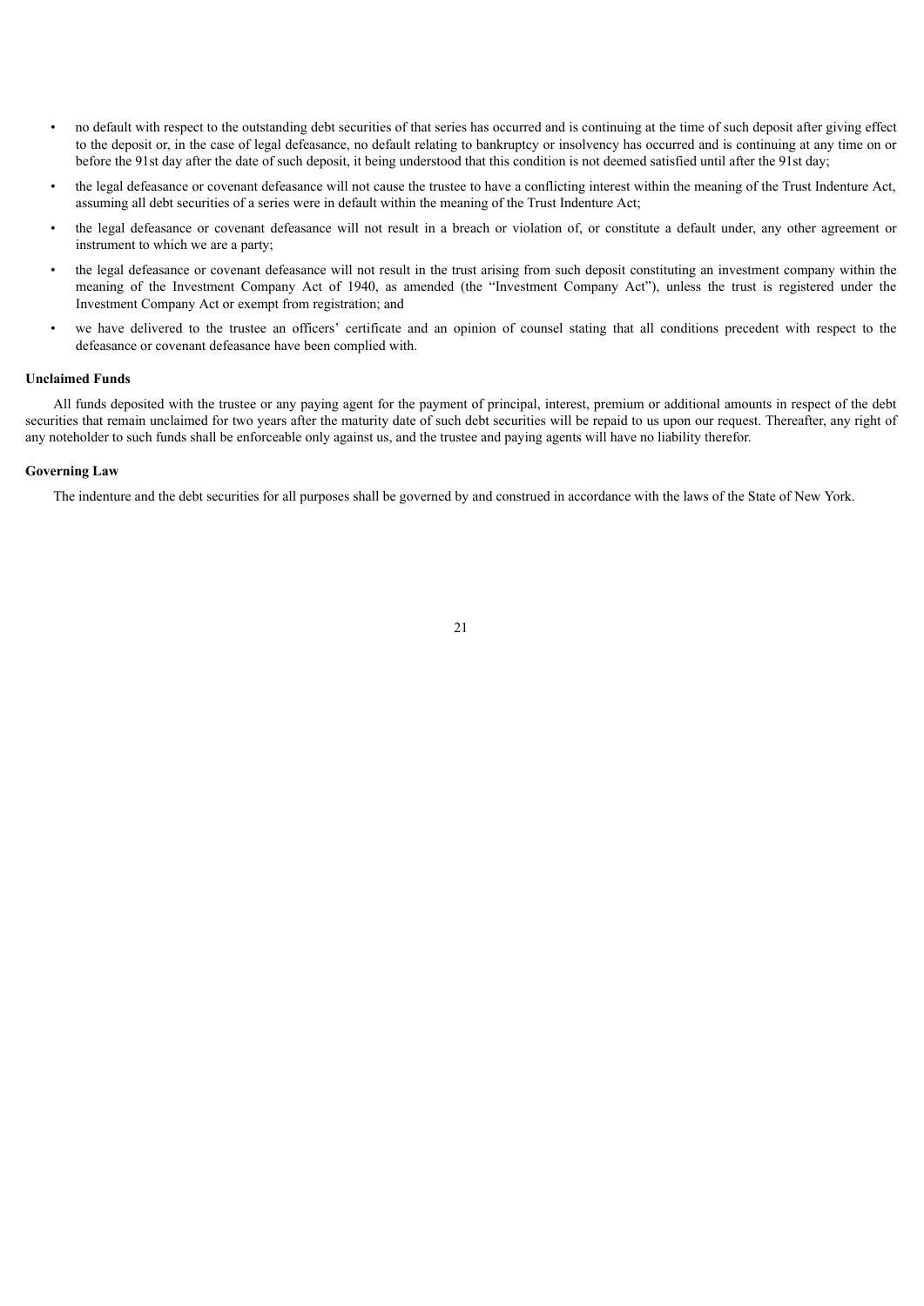- no default with respect to the outstanding debt securities of that series has occurred and is continuing at the time of such deposit after giving effect to the deposit or, in the case of legal defeasance, no default relating to bankruptcy or insolvency has occurred and is continuing at any time on or before the 91st day after the date of such deposit, it being understood that this condition is not deemed satisfied until after the 91st day;
- the legal defeasance or covenant defeasance will not cause the trustee to have a conflicting interest within the meaning of the Trust Indenture Act, assuming all debt securities of a series were in default within the meaning of the Trust Indenture Act;
- the legal defeasance or covenant defeasance will not result in a breach or violation of, or constitute a default under, any other agreement or instrument to which we are a party;
- the legal defeasance or covenant defeasance will not result in the trust arising from such deposit constituting an investment company within the meaning of the Investment Company Act of 1940, as amended (the "Investment Company Act"), unless the trust is registered under the Investment Company Act or exempt from registration; and
- we have delivered to the trustee an officers' certificate and an opinion of counsel stating that all conditions precedent with respect to the defeasance or covenant defeasance have been complied with.

**Unclaimed Funds**

All funds deposited with the trustee or any paying agent for the payment of principal, interest, premium or additional amounts in respect of the debt securities that remain unclaimed for two years after the maturity date of such debt securities will be repaid to us upon our request. Thereafter, any right of any noteholder to such funds shall be enforceable only against us, and the trustee and paying agents will have no liability therefor.

**Governing Law**

The indenture and the debt securities for all purposes shall be governed by and construed in accordance with the laws of the State of New York.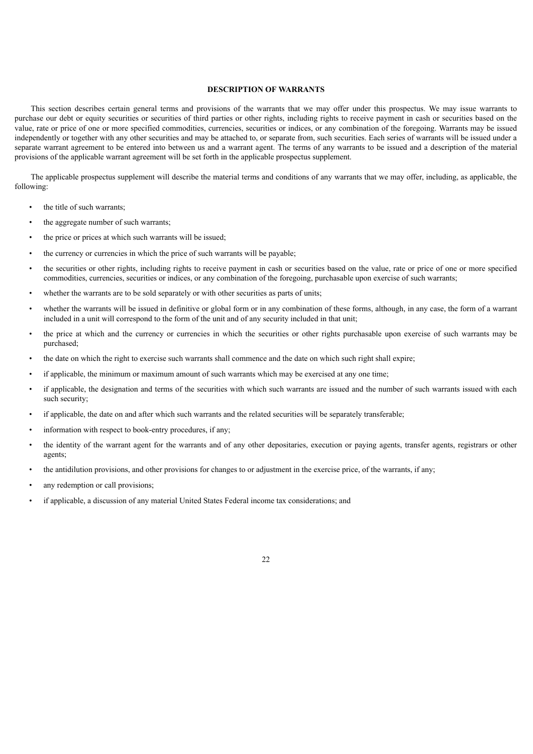## DESCRIPTION OF WARRANTS

This section describes certain general terms and provisions of the warrants that we may offer under this prospectus. We may issue warrants to purchase our debt or equity securities or securities of third parties or other rights, including rights to receive payment in cash or securities based on the value, rate or price of one or more specified commodities, currencies, securities or indices, or any combination of the foregoing. Warrants may be issued independently or together with any other securities and may be attached to, or separate from, such securities. Each series of warrants will be issued under a separate warrant agreement to be entered into between us and a warrant agent. The terms of any warrants to be issued and a description of the material provisions of the applicable warrant agreement will be set forth in the applicable prospectus supplement.

The applicable prospectus supplement will describe the material terms and conditions of any warrants that we may offer, including, as applicable, the following:

- the title of such warrants;
- the aggregate number of such warrants;
- the price or prices at which such warrants will be issued;
- the currency or currencies in which the price of such warrants will be payable;
- the securities or other rights, including rights to receive payment in cash or securities based on the value, rate or price of one or more specified commodities, currencies, securities or indices, or any combination of the foregoing, purchasable upon exercise of such warrants;
- whether the warrants are to be sold separately or with other securities as parts of units;
- whether the warrants will be issued in definitive or global form or in any combination of these forms, although, in any case, the form of a warrant included in a unit will correspond to the form of the unit and of any security included in that unit;
- the price at which and the currency or currencies in which the securities or other rights purchasable upon exercise of such warrants may be purchased;
- the date on which the right to exercise such warrants shall commence and the date on which such right shall expire;
- if applicable, the minimum or maximum amount of such warrants which may be exercised at any one time;
- if applicable, the designation and terms of the securities with which such warrants are issued and the number of such warrants issued with each such security;
- if applicable, the date on and after which such warrants and the related securities will be separately transferable;
- information with respect to book-entry procedures, if any;
- the identity of the warrant agent for the warrants and of any other depositaries, execution or paying agents, transfer agents, registrars or other agents;
- the antidilution provisions, and other provisions for changes to or adjustment in the exercise price, of the warrants, if any;
- any redemption or call provisions;
- if applicable, a discussion of any material United States Federal income tax considerations; and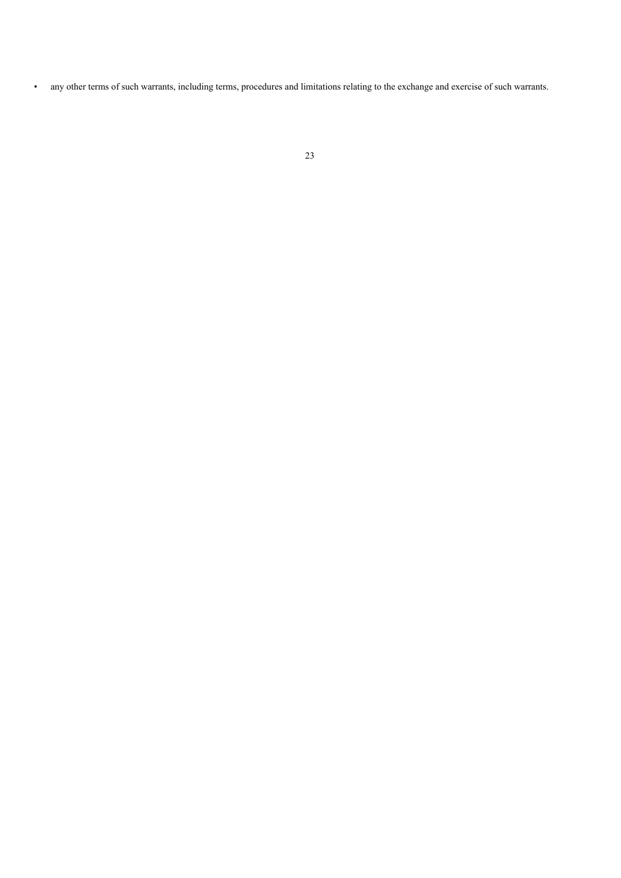- any other terms of such warrants, including terms, procedures and limitations relating to the exchange and exercise of such warrants.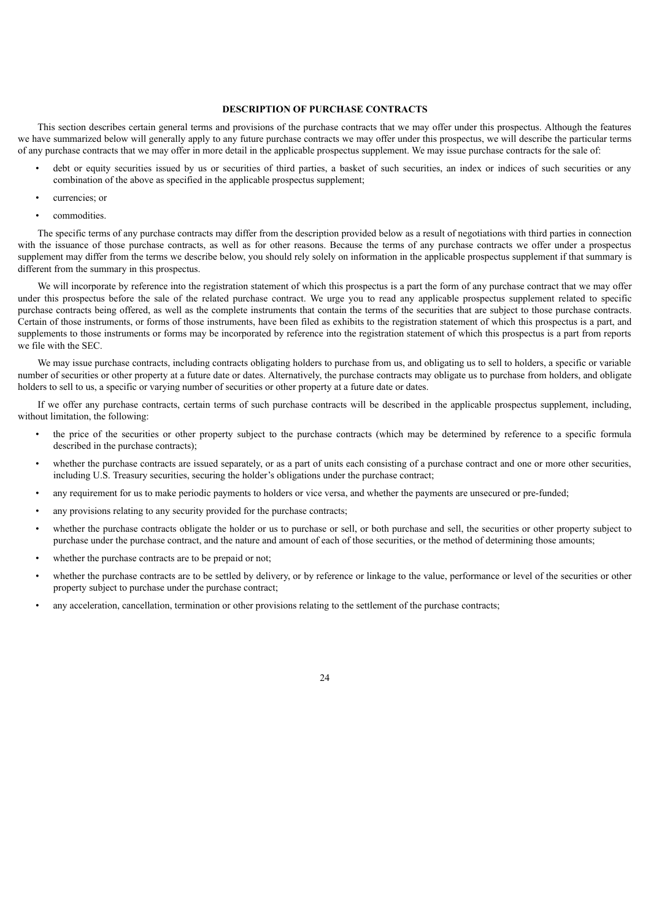## DESCRIPTION OF PURCHASE CONTRACTS

This section describes certain general terms and provisions of the purchase contracts that we may offer under this prospectus. Although the features we have summarized below will generally apply to any future purchase contracts we may offer under this prospectus, we will describe the particular terms of any purchase contracts that we may offer in more detail in the applicable prospectus supplement. We may issue purchase contracts for the sale of:

- debt or equity securities issued by us or securities of third parties, a basket of such securities, an index or indices of such securities or any combination of the above as specified in the applicable prospectus supplement;
- currencies; or
- commodities.

The specific terms of any purchase contracts may differ from the description provided below as a result of negotiations with third parties in connection with the issuance of those purchase contracts, as well as for other reasons. Because the terms of any purchase contracts we offer under a prospectus supplement may differ from the terms we describe below, you should rely solely on information in the applicable prospectus supplement if that summary is different from the summary in this prospectus.

We will incorporate by reference into the registration statement of which this prospectus is a part the form of any purchase contract that we may offer under this prospectus before the sale of the related purchase contract. We urge you to read any applicable prospectus supplement related to specific purchase contracts being offered, as well as the complete instruments that contain the terms of the securities that are subject to those purchase contracts. Certain of those instruments, or forms of those instruments, have been filed as exhibits to the registration statement of which this prospectus is a part, and supplements to those instruments or forms may be incorporated by reference into the registration statement of which this prospectus is a part from reports we file with the SEC.

We may issue purchase contracts, including contracts obligating holders to purchase from us, and obligating us to sell to holders, a specific or variable number of securities or other property at a future date or dates. Alternatively, the purchase contracts may obligate us to purchase from holders, and obligate holders to sell to us, a specific or varying number of securities or other property at a future date or dates.

If we offer any purchase contracts, certain terms of such purchase contracts will be described in the applicable prospectus supplement, including, without limitation, the following:

- the price of the securities or other property subject to the purchase contracts (which may be determined by reference to a specific formula described in the purchase contracts);
- whether the purchase contracts are issued separately, or as a part of units each consisting of a purchase contract and one or more other securities, including U.S. Treasury securities, securing the holder's obligations under the purchase contract;
- any requirement for us to make periodic payments to holders or vice versa, and whether the payments are unsecured or pre-funded;
- any provisions relating to any security provided for the purchase contracts;
- whether the purchase contracts obligate the holder or us to purchase or sell, or both purchase and sell, the securities or other property subject to purchase under the purchase contract, and the nature and amount of each of those securities, or the method of determining those amounts;
- whether the purchase contracts are to be prepaid or not;
- whether the purchase contracts are to be settled by delivery, or by reference or linkage to the value, performance or level of the securities or other property subject to purchase under the purchase contract;
- any acceleration, cancellation, termination or other provisions relating to the settlement of the purchase contracts;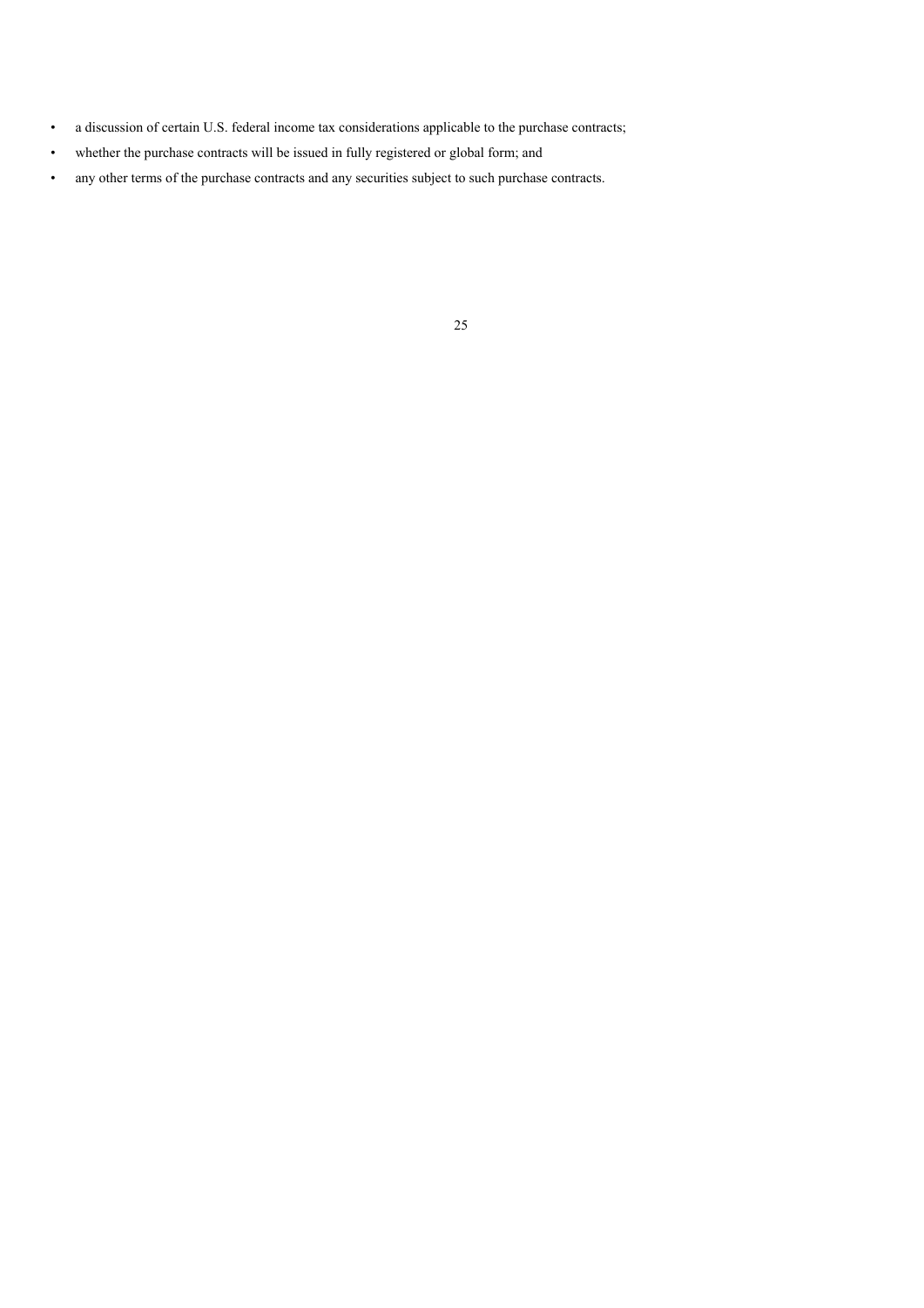- a discussion of certain U.S. federal income tax considerations applicable to the purchase contracts;
- whether the purchase contracts will be issued in fully registered or global form; and
- any other terms of the purchase contracts and any securities subject to such purchase contracts.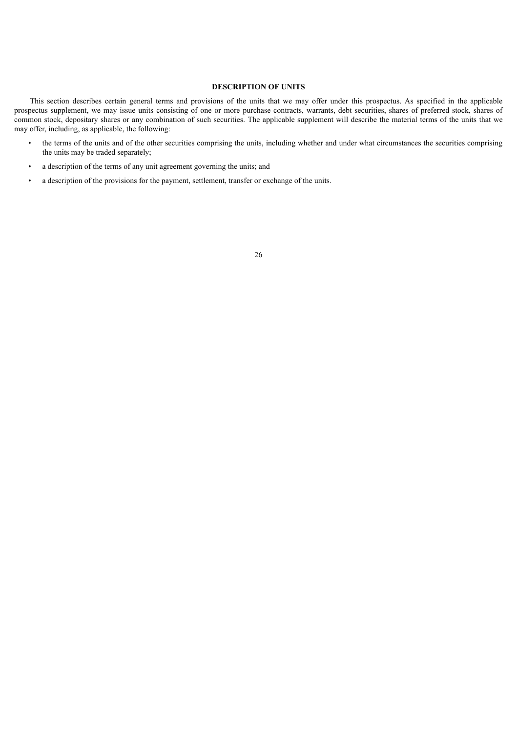## DESCRIPTION OF UNITS

This section describes certain general terms and provisions of the units that we may offer under this prospectus. As specified in the applicable prospectus supplement, we may issue units consisting of one or more purchase contracts, warrants, debt securities, shares of preferred stock, shares of common stock, depositary shares or any combination of such securities. The applicable supplement will describe the material terms of the units that we may offer, including, as applicable, the following:

- the terms of the units and of the other securities comprising the units, including whether and under what circumstances the securities comprising the units may be traded separately;
- a description of the terms of any unit agreement governing the units; and
- a description of the provisions for the payment, settlement, transfer or exchange of the units.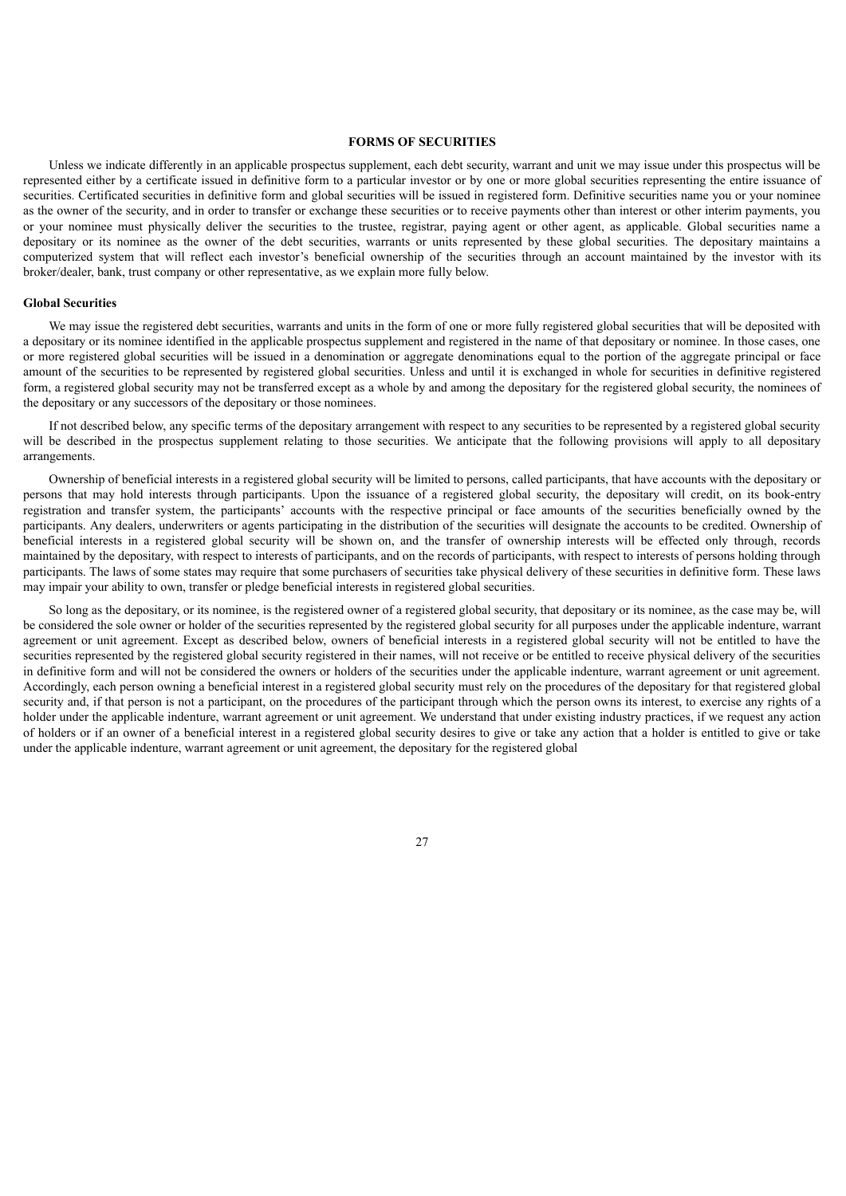## FORMS OF SECURITIES

Unless we indicate differently in an applicable prospectus supplement, each debt security, warrant and unit we may issue under this prospectus will be represented either by a certificate issued in definitive form to a particular investor or by one or more global securities representing the entire issuance of securities. Certificated securities in definitive form and global securities will be issued in registered form. Definitive securities name you or your nominee as the owner of the security, and in order to transfer or exchange these securities or to receive payments other than interest or other interim payments, you or your nominee must physically deliver the securities to the trustee, registrar, paying agent or other agent, as applicable. Global securities name a depositary or its nominee as the owner of the debt securities, warrants or units represented by these global securities. The depositary maintains a computerized system that will reflect each investor's beneficial ownership of the securities through an account maintained by the investor with its broker/dealer, bank, trust company or other representative, as we explain more fully below.

### Global Securities

We may issue the registered debt securities, warrants and units in the form of one or more fully registered global securities that will be deposited with a depositary or its nominee identified in the applicable prospectus supplement and registered in the name of that depositary or nominee. In those cases, one or more registered global securities will be issued in a denomination or aggregate denominations equal to the portion of the aggregate principal or face amount of the securities to be represented by registered global securities. Unless and until it is exchanged in whole for securities in definitive registered form, a registered global security may not be transferred except as a whole by and among the depositary for the registered global security, the nominees of the depositary or any successors of the depositary or those nominees.

If not described below, any specific terms of the depositary arrangement with respect to any securities to be represented by a registered global security will be described in the prospectus supplement relating to those securities. We anticipate that the following provisions will apply to all depositary arrangements.

Ownership of beneficial interests in a registered global security will be limited to persons, called participants, that have accounts with the depositary or persons that may hold interests through participants. Upon the issuance of a registered global security, the depositary will credit, on its book-entry registration and transfer system, the participants' accounts with the respective principal or face amounts of the securities beneficially owned by the participants. Any dealers, underwriters or agents participating in the distribution of the securities will designate the accounts to be credited. Ownership of beneficial interests in a registered global security will be shown on, and the transfer of ownership interests will be effected only through, records maintained by the depositary, with respect to interests of participants, and on the records of participants, with respect to interests of persons holding through participants. The laws of some states may require that some purchasers of securities take physical delivery of these securities in definitive form. These laws may impair your ability to own, transfer or pledge beneficial interests in registered global securities.

So long as the depositary, or its nominee, is the registered owner of a registered global security, that depositary or its nominee, as the case may be, will be considered the sole owner or holder of the securities represented by the registered global security for all purposes under the applicable indenture, warrant agreement or unit agreement. Except as described below, owners of beneficial interests in a registered global security will not be entitled to have the securities represented by the registered global security registered in their names, will not receive or be entitled to receive physical delivery of the securities in definitive form and will not be considered the owners or holders of the securities under the applicable indenture, warrant agreement or unit agreement. Accordingly, each person owning a beneficial interest in a registered global security must rely on the procedures of the depositary for that registered global security and, if that person is not a participant, on the procedures of the participant through which the person owns its interest, to exercise any rights of a holder under the applicable indenture, warrant agreement or unit agreement. We understand that under existing industry practices, if we request any action of holders or if an owner of a beneficial interest in a registered global security desires to give or take any action that a holder is entitled to give or take under the applicable indenture, warrant agreement or unit agreement, the depositary for the registered global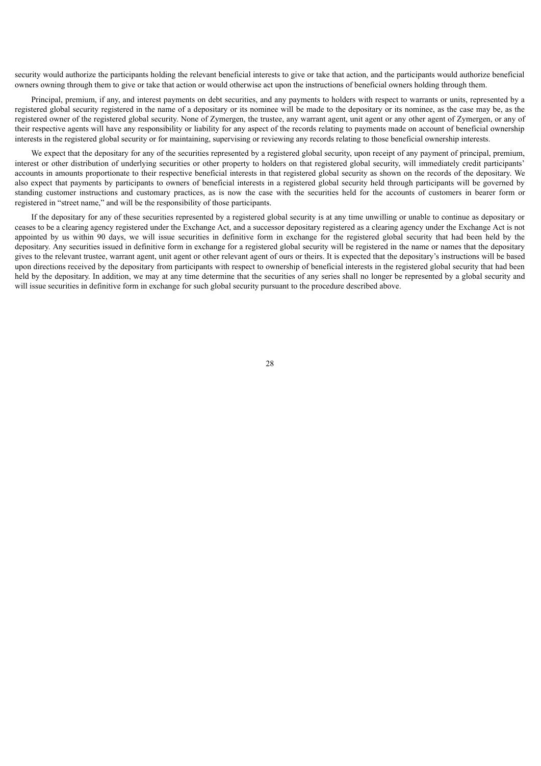security would authorize the participants holding the relevant beneficial interests to give or take that action, and the participants would authorize beneficial owners owning through them to give or take that action or would otherwise act upon the instructions of beneficial owners holding through them.

Principal, premium, if any, and interest payments on debt securities, and any payments to holders with respect to warrants or units, represented by a registered global security registered in the name of a depositary or its nominee will be made to the depositary or its nominee, as the case may be, as the registered owner of the registered global security. None of Zymergen, the trustee, any warrant agent, unit agent or any other agent of Zymergen, or any of their respective agents will have any responsibility or liability for any aspect of the records relating to payments made on account of beneficial ownership interests in the registered global security or for maintaining, supervising or reviewing any records relating to those beneficial ownership interests.

We expect that the depositary for any of the securities represented by a registered global security, upon receipt of any payment of principal, premium, interest or other distribution of underlying securities or other property to holders on that registered global security, will immediately credit participants' accounts in amounts proportionate to their respective beneficial interests in that registered global security as shown on the records of the depositary. We also expect that payments by participants to owners of beneficial interests in a registered global security held through participants will be governed by standing customer instructions and customary practices, as is now the case with the securities held for the accounts of customers in bearer form or registered in "street name," and will be the responsibility of those participants.

If the depositary for any of these securities represented by a registered global security is at any time unwilling or unable to continue as depositary or ceases to be a clearing agency registered under the Exchange Act, and a successor depositary registered as a clearing agency under the Exchange Act is not appointed by us within 90 days, we will issue securities in definitive form in exchange for the registered global security that had been held by the depositary. Any securities issued in definitive form in exchange for a registered global security will be registered in the name or names that the depositary gives to the relevant trustee, warrant agent, unit agent or other relevant agent of ours or theirs. It is expected that the depositary's instructions will be based upon directions received by the depositary from participants with respect to ownership of beneficial interests in the registered global security that had been held by the depositary. In addition, we may at any time determine that the securities of any series shall no longer be represented by a global security and will issue securities in definitive form in exchange for such global security pursuant to the procedure described above.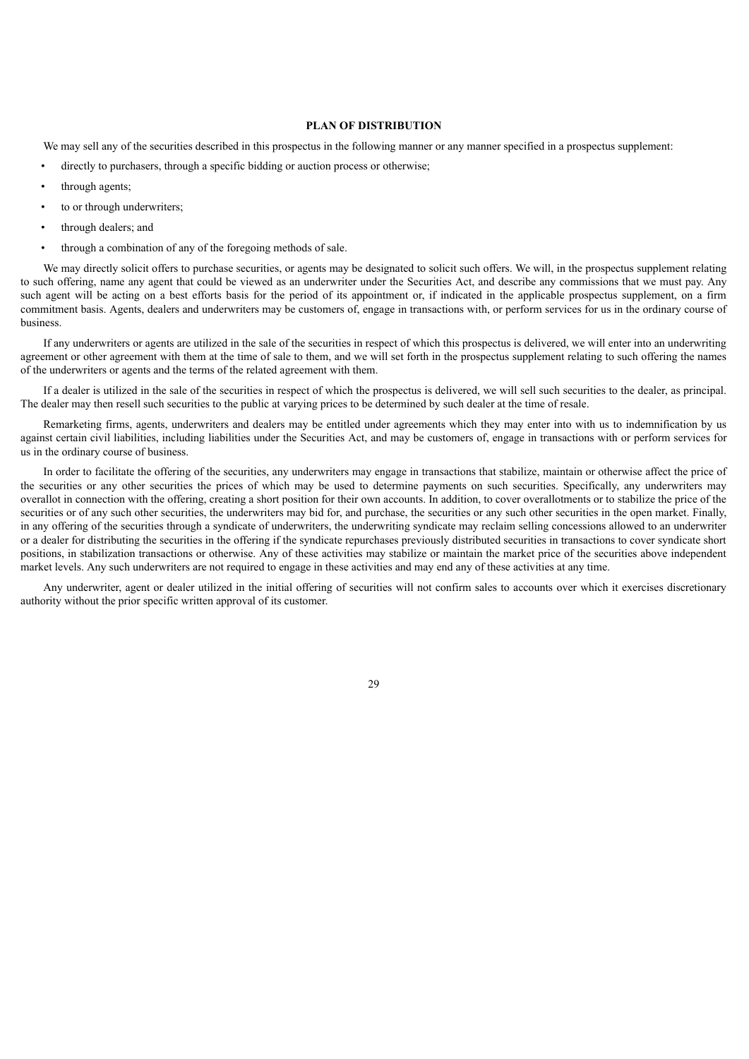## PLAN OF DISTRIBUTION

We may sell any of the securities described in this prospectus in the following manner or any manner specified in a prospectus supplement:

- directly to purchasers, through a specific bidding or auction process or otherwise;
- through agents;
- to or through underwriters;
- through dealers; and
- through a combination of any of the foregoing methods of sale.

We may directly solicit offers to purchase securities, or agents may be designated to solicit such offers. We will, in the prospectus supplement relating to such offering, name any agent that could be viewed as an underwriter under the Securities Act, and describe any commissions that we must pay. Any such agent will be acting on a best efforts basis for the period of its appointment or, if indicated in the applicable prospectus supplement, on a firm commitment basis. Agents, dealers and underwriters may be customers of, engage in transactions with, or perform services for us in the ordinary course of business.

If any underwriters or agents are utilized in the sale of the securities in respect of which this prospectus is delivered, we will enter into an underwriting agreement or other agreement with them at the time of sale to them, and we will set forth in the prospectus supplement relating to such offering the names of the underwriters or agents and the terms of the related agreement with them.

If a dealer is utilized in the sale of the securities in respect of which the prospectus is delivered, we will sell such securities to the dealer, as principal. The dealer may then resell such securities to the public at varying prices to be determined by such dealer at the time of resale.

Remarketing firms, agents, underwriters and dealers may be entitled under agreements which they may enter into with us to indemnification by us against certain civil liabilities, including liabilities under the Securities Act, and may be customers of, engage in transactions with or perform services for us in the ordinary course of business.

In order to facilitate the offering of the securities, any underwriters may engage in transactions that stabilize, maintain or otherwise affect the price of the securities or any other securities the prices of which may be used to determine payments on such securities. Specifically, any underwriters may overallot in connection with the offering, creating a short position for their own accounts. In addition, to cover overallotments or to stabilize the price of the securities or of any such other securities, the underwriters may bid for, and purchase, the securities or any such other securities in the open market. Finally, in any offering of the securities through a syndicate of underwriters, the underwriting syndicate may reclaim selling concessions allowed to an underwriter or a dealer for distributing the securities in the offering if the syndicate repurchases previously distributed securities in transactions to cover syndicate short positions, in stabilization transactions or otherwise. Any of these activities may stabilize or maintain the market price of the securities above independent market levels. Any such underwriters are not required to engage in these activities and may end any of these activities at any time.

Any underwriter, agent or dealer utilized in the initial offering of securities will not confirm sales to accounts over which it exercises discretionary authority without the prior specific written approval of its customer.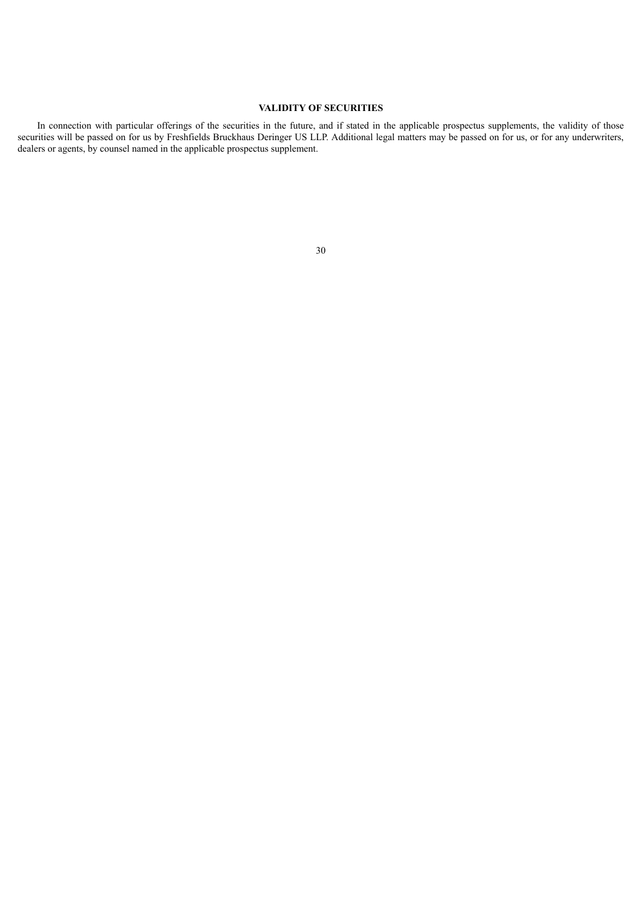## VALIDITY OF SECURITIES

In connection with particular offerings of the securities in the future, and if stated in the applicable prospectus supplements, the validity of those securities will be passed on for us by Freshfields Bruckhaus Deringer US LLP. Additional legal matters may be passed on for us, or for any underwriters, dealers or agents, by counsel named in the applicable prospectus supplement.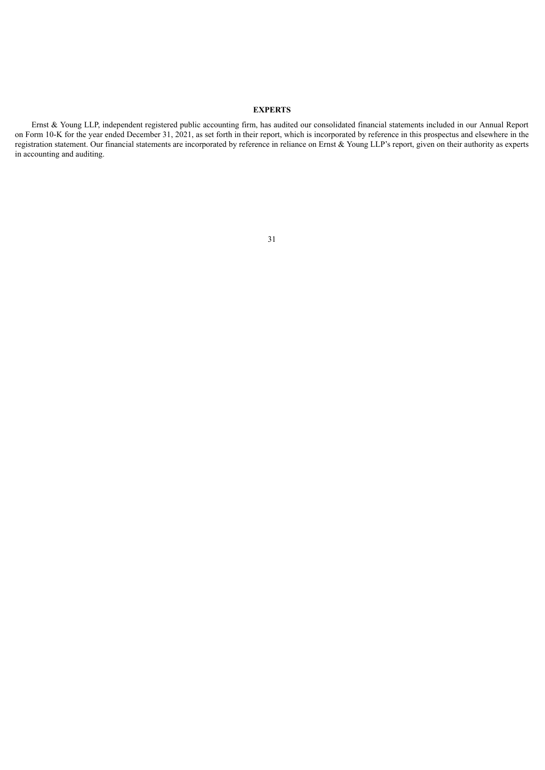## EXPERTS

Ernst & Young LLP, independent registered public accounting firm, has audited our consolidated financial statements included in our Annual Report on Form 10-K for the year ended December 31, 2021, as set forth in their report, which is incorporated by reference in this prospectus and elsewhere in the registration statement. Our financial statements are incorporated by reference in reliance on Ernst & Young LLP's report, given on their authority as experts in accounting and auditing.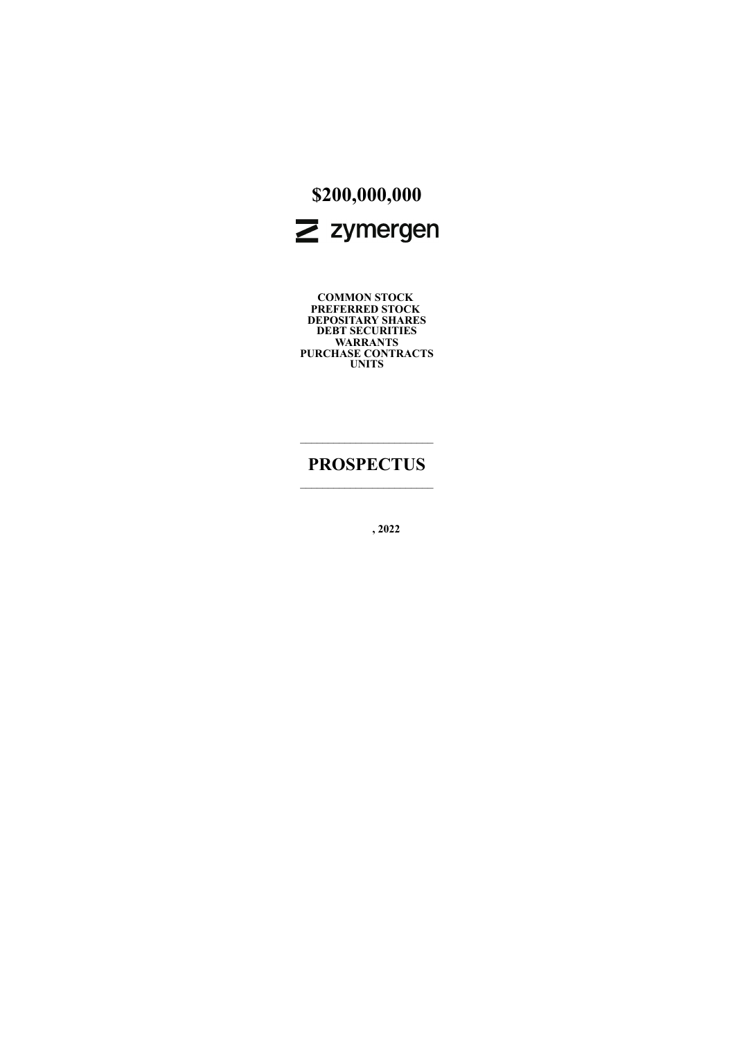# $200,000,000

**zymergen**

**COMMON STOCK**
**PREFERRED STOCK**
**DEPOSITARY SHARES**
**DEBT SECURITIES**
**WARRANTS**
**PURCHASE CONTRACTS**
**UNITS**

---

## PROSPECTUS

---

**, 2022**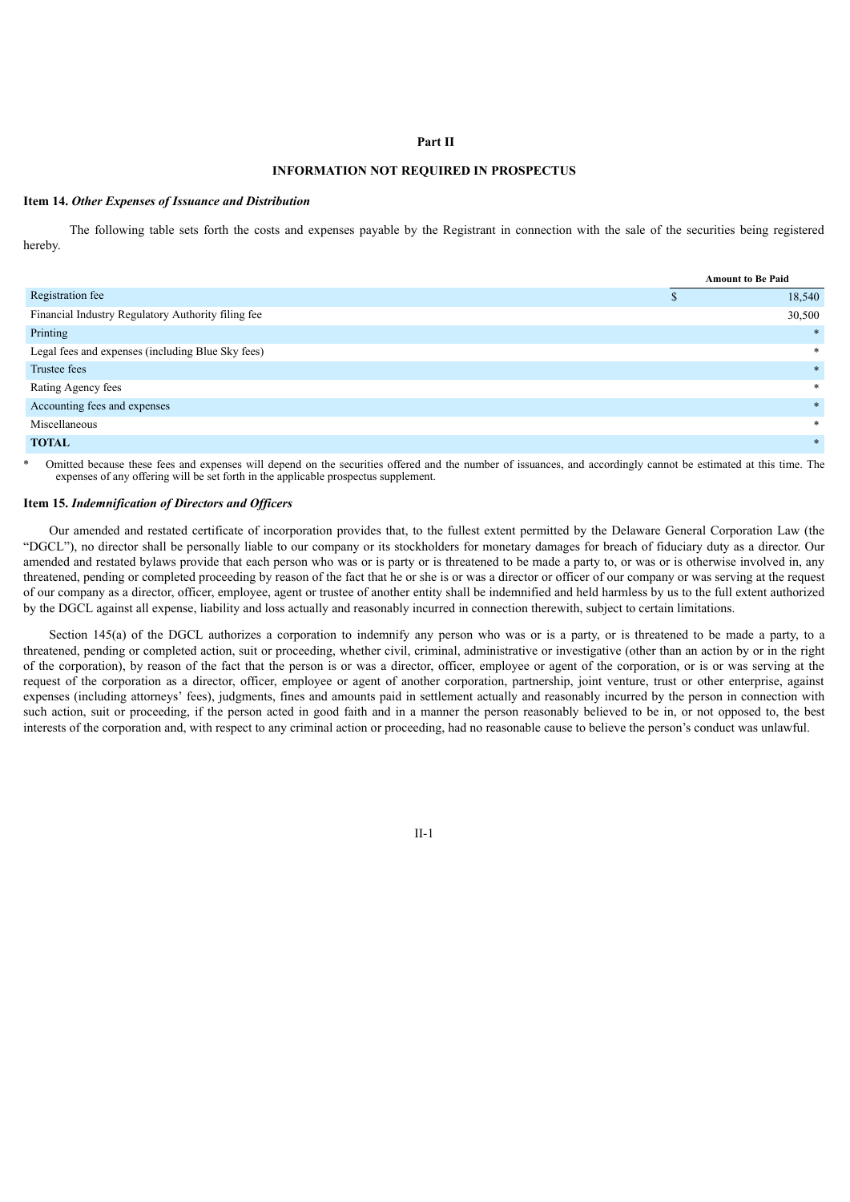# Part II

## INFORMATION NOT REQUIRED IN PROSPECTUS

**Item 14.** ***Other Expenses of Issuance and Distribution***

The following table sets forth the costs and expenses payable by the Registrant in connection with the sale of the securities being registered hereby.

| | Amount to Be Paid |
|---|---|
| Registration fee | $ 18,540 |
| Financial Industry Regulatory Authority filing fee | 30,500 |
| Printing | * |
| Legal fees and expenses (including Blue Sky fees) | * |
| Trustee fees | * |
| Rating Agency fees | * |
| Accounting fees and expenses | * |
| Miscellaneous | * |
| **TOTAL** | * |

\* Omitted because these fees and expenses will depend on the securities offered and the number of issuances, and accordingly cannot be estimated at this time. The expenses of any offering will be set forth in the applicable prospectus supplement.

**Item 15.** ***Indemnification of Directors and Officers***

Our amended and restated certificate of incorporation provides that, to the fullest extent permitted by the Delaware General Corporation Law (the "DGCL"), no director shall be personally liable to our company or its stockholders for monetary damages for breach of fiduciary duty as a director. Our amended and restated bylaws provide that each person who was or is party or is threatened to be made a party to, or was or is otherwise involved in, any threatened, pending or completed proceeding by reason of the fact that he or she is or was a director or officer of our company or was serving at the request of our company as a director, officer, employee, agent or trustee of another entity shall be indemnified and held harmless by us to the full extent authorized by the DGCL against all expense, liability and loss actually and reasonably incurred in connection therewith, subject to certain limitations.

Section 145(a) of the DGCL authorizes a corporation to indemnify any person who was or is a party, or is threatened to be made a party, to a threatened, pending or completed action, suit or proceeding, whether civil, criminal, administrative or investigative (other than an action by or in the right of the corporation), by reason of the fact that the person is or was a director, officer, employee or agent of the corporation, or is or was serving at the request of the corporation as a director, officer, employee or agent of another corporation, partnership, joint venture, trust or other enterprise, against expenses (including attorneys' fees), judgments, fines and amounts paid in settlement actually and reasonably incurred by the person in connection with such action, suit or proceeding, if the person acted in good faith and in a manner the person reasonably believed to be in, or not opposed to, the best interests of the corporation and, with respect to any criminal action or proceeding, had no reasonable cause to believe the person's conduct was unlawful.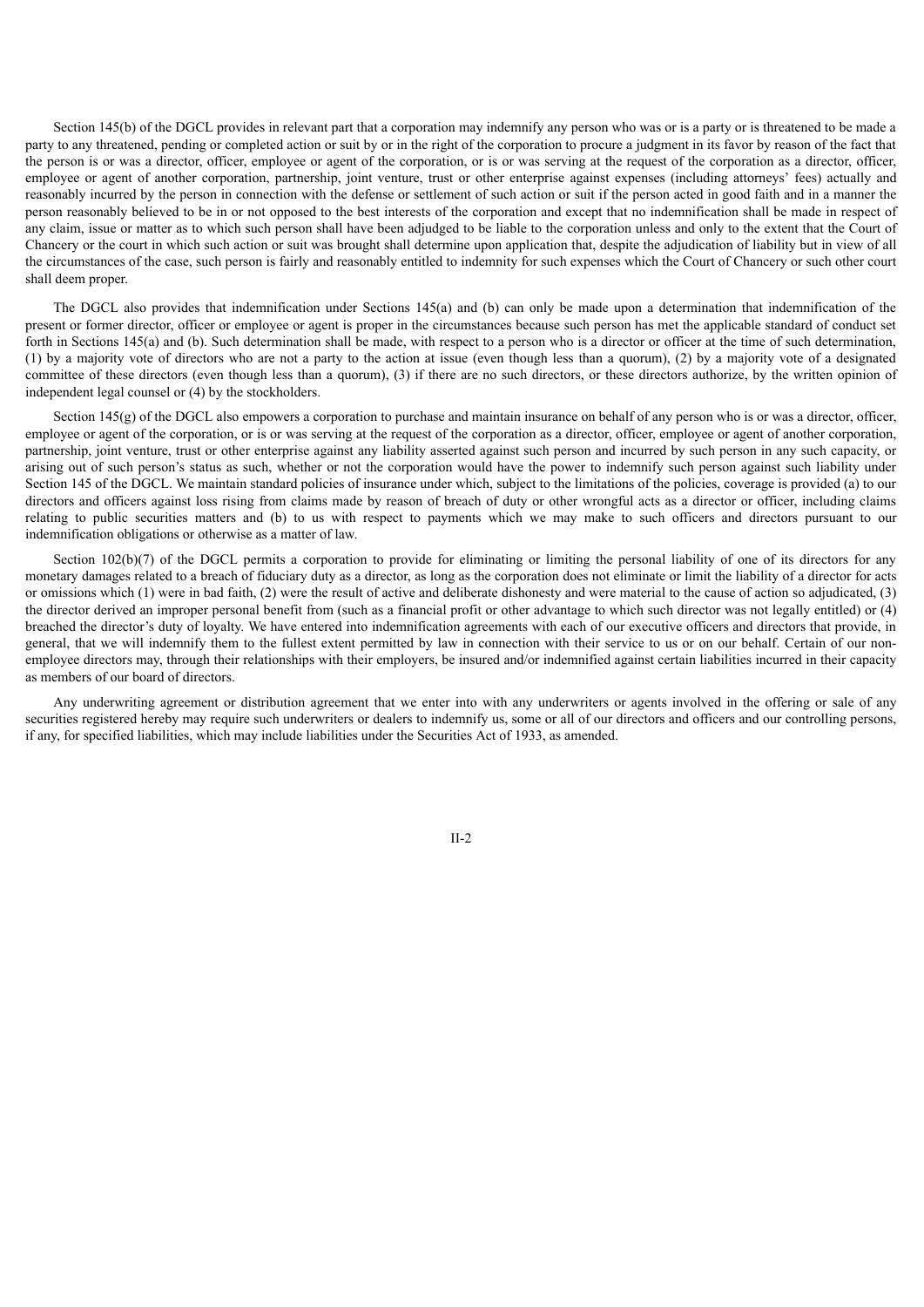Section 145(b) of the DGCL provides in relevant part that a corporation may indemnify any person who was or is a party or is threatened to be made a party to any threatened, pending or completed action or suit by or in the right of the corporation to procure a judgment in its favor by reason of the fact that the person is or was a director, officer, employee or agent of the corporation, or is or was serving at the request of the corporation as a director, officer, employee or agent of another corporation, partnership, joint venture, trust or other enterprise against expenses (including attorneys' fees) actually and reasonably incurred by the person in connection with the defense or settlement of such action or suit if the person acted in good faith and in a manner the person reasonably believed to be in or not opposed to the best interests of the corporation and except that no indemnification shall be made in respect of any claim, issue or matter as to which such person shall have been adjudged to be liable to the corporation unless and only to the extent that the Court of Chancery or the court in which such action or suit was brought shall determine upon application that, despite the adjudication of liability but in view of all the circumstances of the case, such person is fairly and reasonably entitled to indemnity for such expenses which the Court of Chancery or such other court shall deem proper.

The DGCL also provides that indemnification under Sections 145(a) and (b) can only be made upon a determination that indemnification of the present or former director, officer or employee or agent is proper in the circumstances because such person has met the applicable standard of conduct set forth in Sections 145(a) and (b). Such determination shall be made, with respect to a person who is a director or officer at the time of such determination, (1) by a majority vote of directors who are not a party to the action at issue (even though less than a quorum), (2) by a majority vote of a designated committee of these directors (even though less than a quorum), (3) if there are no such directors, or these directors authorize, by the written opinion of independent legal counsel or (4) by the stockholders.

Section 145(g) of the DGCL also empowers a corporation to purchase and maintain insurance on behalf of any person who is or was a director, officer, employee or agent of the corporation, or is or was serving at the request of the corporation as a director, officer, employee or agent of another corporation, partnership, joint venture, trust or other enterprise against any liability asserted against such person and incurred by such person in any such capacity, or arising out of such person's status as such, whether or not the corporation would have the power to indemnify such person against such liability under Section 145 of the DGCL. We maintain standard policies of insurance under which, subject to the limitations of the policies, coverage is provided (a) to our directors and officers against loss rising from claims made by reason of breach of duty or other wrongful acts as a director or officer, including claims relating to public securities matters and (b) to us with respect to payments which we may make to such officers and directors pursuant to our indemnification obligations or otherwise as a matter of law.

Section 102(b)(7) of the DGCL permits a corporation to provide for eliminating or limiting the personal liability of one of its directors for any monetary damages related to a breach of fiduciary duty as a director, as long as the corporation does not eliminate or limit the liability of a director for acts or omissions which (1) were in bad faith, (2) were the result of active and deliberate dishonesty and were material to the cause of action so adjudicated, (3) the director derived an improper personal benefit from (such as a financial profit or other advantage to which such director was not legally entitled) or (4) breached the director's duty of loyalty. We have entered into indemnification agreements with each of our executive officers and directors that provide, in general, that we will indemnify them to the fullest extent permitted by law in connection with their service to us or on our behalf. Certain of our non-employee directors may, through their relationships with their employers, be insured and/or indemnified against certain liabilities incurred in their capacity as members of our board of directors.

Any underwriting agreement or distribution agreement that we enter into with any underwriters or agents involved in the offering or sale of any securities registered hereby may require such underwriters or dealers to indemnify us, some or all of our directors and officers and our controlling persons, if any, for specified liabilities, which may include liabilities under the Securities Act of 1933, as amended.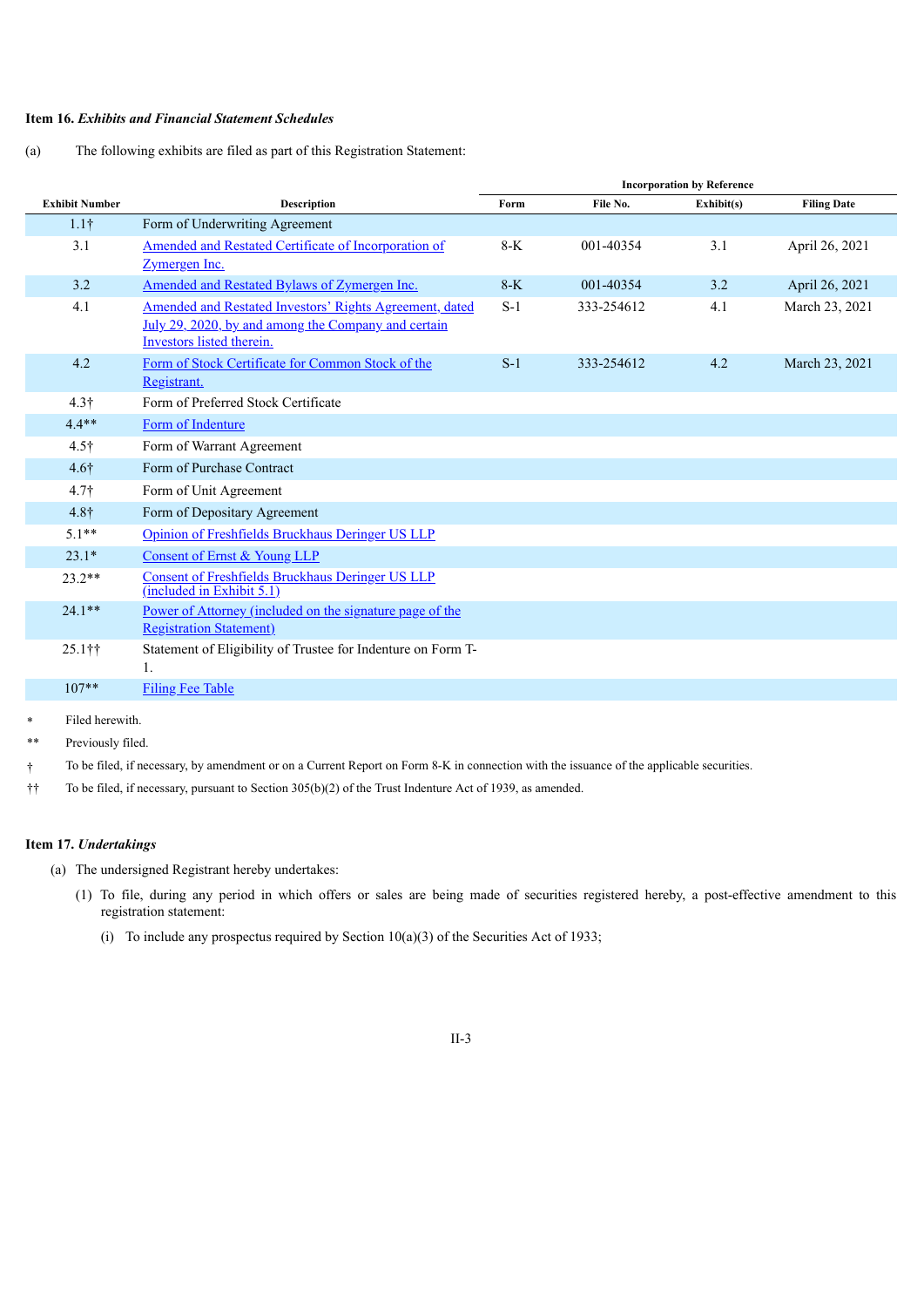**Item 16.** ***Exhibits and Financial Statement Schedules***

(a) The following exhibits are filed as part of this Registration Statement:

| Exhibit Number | Description | Incorporation by Reference | | | |
|---|---|---|---|---|---|
| | | Form | File No. | Exhibit(s) | Filing Date |
| 1.1† | Form of Underwriting Agreement | | | | |
| 3.1 | Amended and Restated Certificate of Incorporation of Zymergen Inc. | 8-K | 001-40354 | 3.1 | April 26, 2021 |
| 3.2 | Amended and Restated Bylaws of Zymergen Inc. | 8-K | 001-40354 | 3.2 | April 26, 2021 |
| 4.1 | Amended and Restated Investors' Rights Agreement, dated July 29, 2020, by and among the Company and certain Investors listed therein. | S-1 | 333-254612 | 4.1 | March 23, 2021 |
| 4.2 | Form of Stock Certificate for Common Stock of the Registrant. | S-1 | 333-254612 | 4.2 | March 23, 2021 |
| 4.3† | Form of Preferred Stock Certificate | | | | |
| 4.4** | Form of Indenture | | | | |
| 4.5† | Form of Warrant Agreement | | | | |
| 4.6† | Form of Purchase Contract | | | | |
| 4.7† | Form of Unit Agreement | | | | |
| 4.8† | Form of Depositary Agreement | | | | |
| 5.1** | Opinion of Freshfields Bruckhaus Deringer US LLP | | | | |
| 23.1* | Consent of Ernst & Young LLP | | | | |
| 23.2** | Consent of Freshfields Bruckhaus Deringer US LLP (included in Exhibit 5.1) | | | | |
| 24.1** | Power of Attorney (included on the signature page of the Registration Statement) | | | | |
| 25.1†† | Statement of Eligibility of Trustee for Indenture on Form T-1. | | | | |
| 107** | Filing Fee Table | | | | |

\* Filed herewith.

\** Previously filed.

† To be filed, if necessary, by amendment or on a Current Report on Form 8-K in connection with the issuance of the applicable securities.

†† To be filed, if necessary, pursuant to Section 305(b)(2) of the Trust Indenture Act of 1939, as amended.

**Item 17.** ***Undertakings***

(a) The undersigned Registrant hereby undertakes:

(1) To file, during any period in which offers or sales are being made of securities registered hereby, a post-effective amendment to this registration statement:

(i) To include any prospectus required by Section 10(a)(3) of the Securities Act of 1933;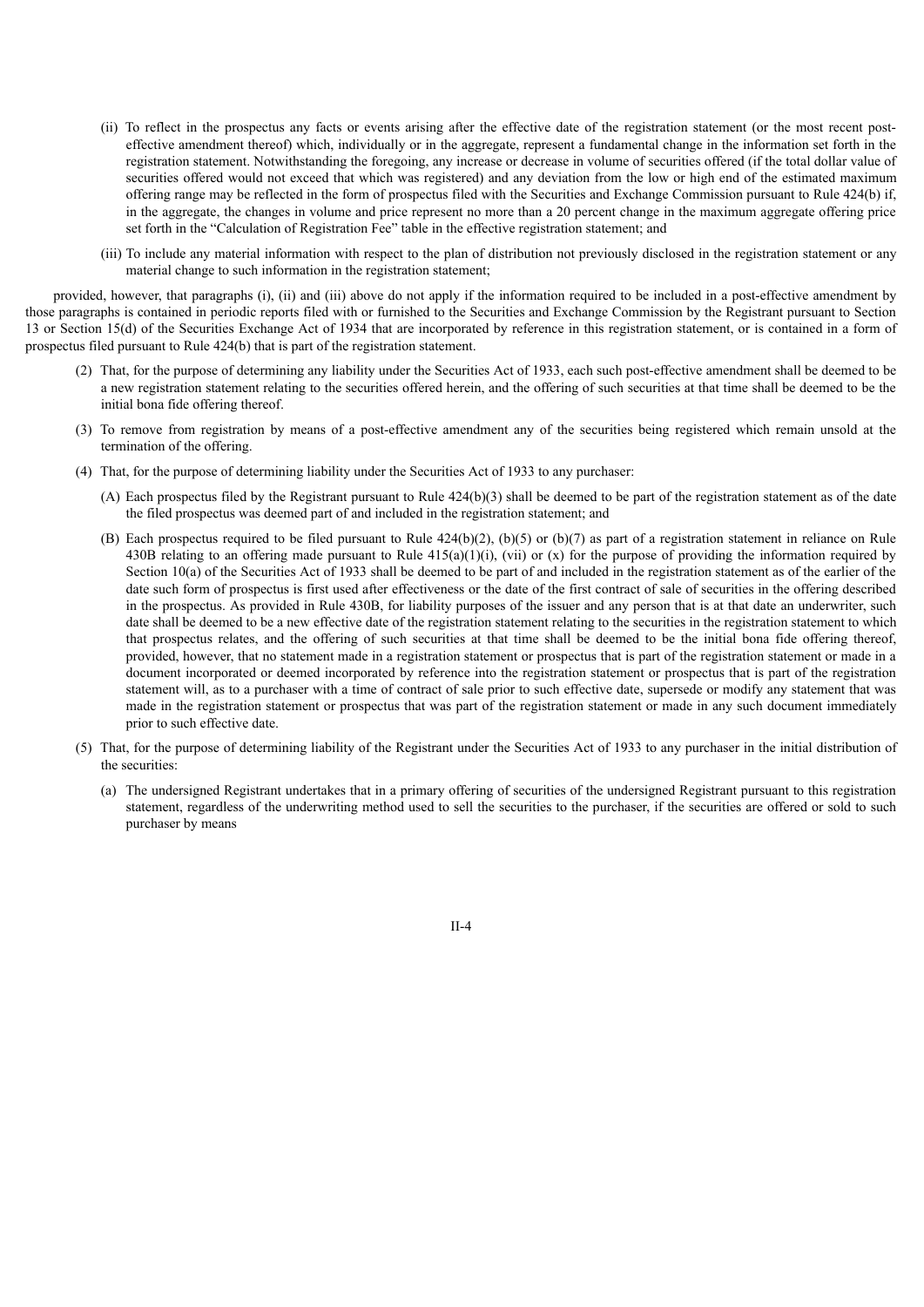(ii) To reflect in the prospectus any facts or events arising after the effective date of the registration statement (or the most recent post-effective amendment thereof) which, individually or in the aggregate, represent a fundamental change in the information set forth in the registration statement. Notwithstanding the foregoing, any increase or decrease in volume of securities offered (if the total dollar value of securities offered would not exceed that which was registered) and any deviation from the low or high end of the estimated maximum offering range may be reflected in the form of prospectus filed with the Securities and Exchange Commission pursuant to Rule 424(b) if, in the aggregate, the changes in volume and price represent no more than a 20 percent change in the maximum aggregate offering price set forth in the "Calculation of Registration Fee" table in the effective registration statement; and

(iii) To include any material information with respect to the plan of distribution not previously disclosed in the registration statement or any material change to such information in the registration statement;

provided, however, that paragraphs (i), (ii) and (iii) above do not apply if the information required to be included in a post-effective amendment by those paragraphs is contained in periodic reports filed with or furnished to the Securities and Exchange Commission by the Registrant pursuant to Section 13 or Section 15(d) of the Securities Exchange Act of 1934 that are incorporated by reference in this registration statement, or is contained in a form of prospectus filed pursuant to Rule 424(b) that is part of the registration statement.

(2) That, for the purpose of determining any liability under the Securities Act of 1933, each such post-effective amendment shall be deemed to be a new registration statement relating to the securities offered herein, and the offering of such securities at that time shall be deemed to be the initial bona fide offering thereof.

(3) To remove from registration by means of a post-effective amendment any of the securities being registered which remain unsold at the termination of the offering.

(4) That, for the purpose of determining liability under the Securities Act of 1933 to any purchaser:

(A) Each prospectus filed by the Registrant pursuant to Rule 424(b)(3) shall be deemed to be part of the registration statement as of the date the filed prospectus was deemed part of and included in the registration statement; and

(B) Each prospectus required to be filed pursuant to Rule 424(b)(2), (b)(5) or (b)(7) as part of a registration statement in reliance on Rule 430B relating to an offering made pursuant to Rule 415(a)(1)(i), (vii) or (x) for the purpose of providing the information required by Section 10(a) of the Securities Act of 1933 shall be deemed to be part of and included in the registration statement as of the earlier of the date such form of prospectus is first used after effectiveness or the date of the first contract of sale of securities in the offering described in the prospectus. As provided in Rule 430B, for liability purposes of the issuer and any person that is at that date an underwriter, such date shall be deemed to be a new effective date of the registration statement relating to the securities in the registration statement to which that prospectus relates, and the offering of such securities at that time shall be deemed to be the initial bona fide offering thereof, provided, however, that no statement made in a registration statement or prospectus that is part of the registration statement or made in a document incorporated or deemed incorporated by reference into the registration statement or prospectus that is part of the registration statement will, as to a purchaser with a time of contract of sale prior to such effective date, supersede or modify any statement that was made in the registration statement or prospectus that was part of the registration statement or made in any such document immediately prior to such effective date.

(5) That, for the purpose of determining liability of the Registrant under the Securities Act of 1933 to any purchaser in the initial distribution of the securities:

(a) The undersigned Registrant undertakes that in a primary offering of securities of the undersigned Registrant pursuant to this registration statement, regardless of the underwriting method used to sell the securities to the purchaser, if the securities are offered or sold to such purchaser by means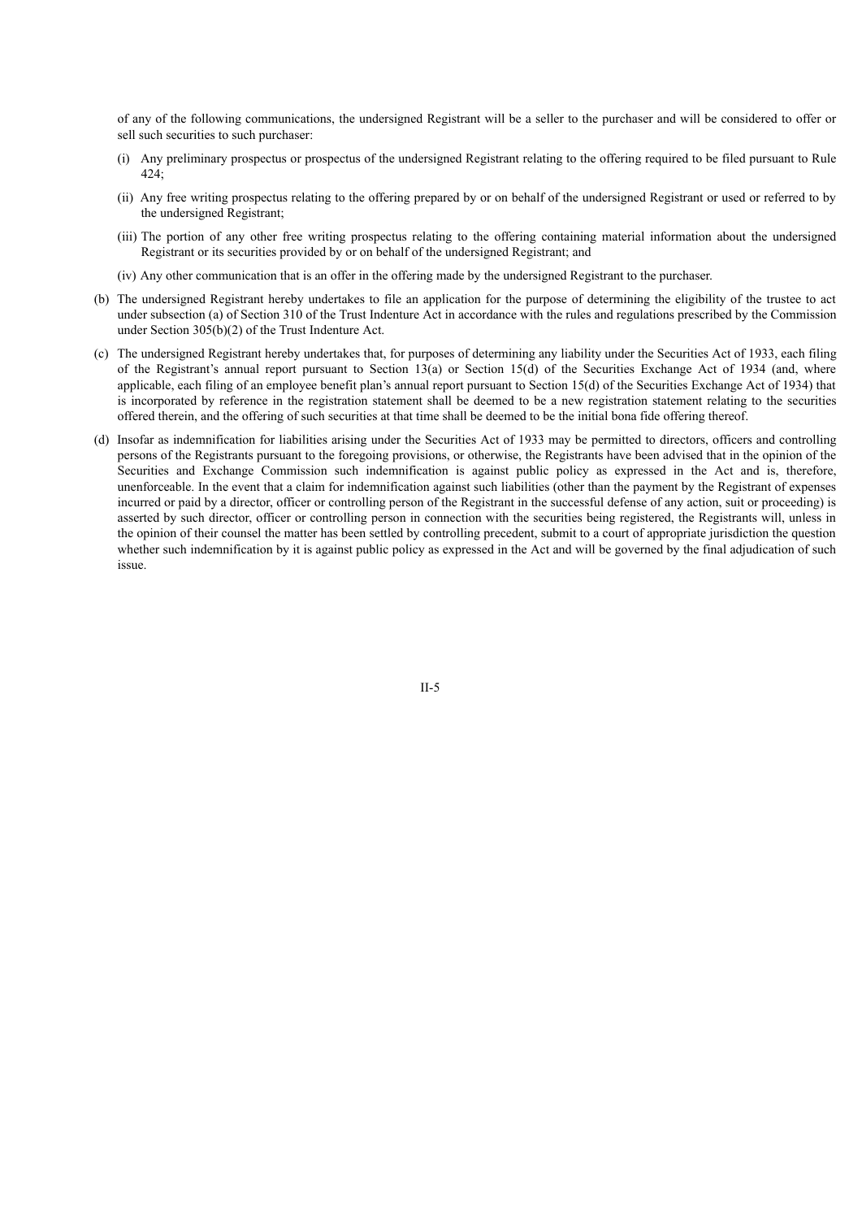of any of the following communications, the undersigned Registrant will be a seller to the purchaser and will be considered to offer or sell such securities to such purchaser:

(i) Any preliminary prospectus or prospectus of the undersigned Registrant relating to the offering required to be filed pursuant to Rule 424;

(ii) Any free writing prospectus relating to the offering prepared by or on behalf of the undersigned Registrant or used or referred to by the undersigned Registrant;

(iii) The portion of any other free writing prospectus relating to the offering containing material information about the undersigned Registrant or its securities provided by or on behalf of the undersigned Registrant; and

(iv) Any other communication that is an offer in the offering made by the undersigned Registrant to the purchaser.

(b) The undersigned Registrant hereby undertakes to file an application for the purpose of determining the eligibility of the trustee to act under subsection (a) of Section 310 of the Trust Indenture Act in accordance with the rules and regulations prescribed by the Commission under Section 305(b)(2) of the Trust Indenture Act.

(c) The undersigned Registrant hereby undertakes that, for purposes of determining any liability under the Securities Act of 1933, each filing of the Registrant's annual report pursuant to Section 13(a) or Section 15(d) of the Securities Exchange Act of 1934 (and, where applicable, each filing of an employee benefit plan's annual report pursuant to Section 15(d) of the Securities Exchange Act of 1934) that is incorporated by reference in the registration statement shall be deemed to be a new registration statement relating to the securities offered therein, and the offering of such securities at that time shall be deemed to be the initial bona fide offering thereof.

(d) Insofar as indemnification for liabilities arising under the Securities Act of 1933 may be permitted to directors, officers and controlling persons of the Registrants pursuant to the foregoing provisions, or otherwise, the Registrants have been advised that in the opinion of the Securities and Exchange Commission such indemnification is against public policy as expressed in the Act and is, therefore, unenforceable. In the event that a claim for indemnification against such liabilities (other than the payment by the Registrant of expenses incurred or paid by a director, officer or controlling person of the Registrant in the successful defense of any action, suit or proceeding) is asserted by such director, officer or controlling person in connection with the securities being registered, the Registrants will, unless in the opinion of their counsel the matter has been settled by controlling precedent, submit to a court of appropriate jurisdiction the question whether such indemnification by it is against public policy as expressed in the Act and will be governed by the final adjudication of such issue.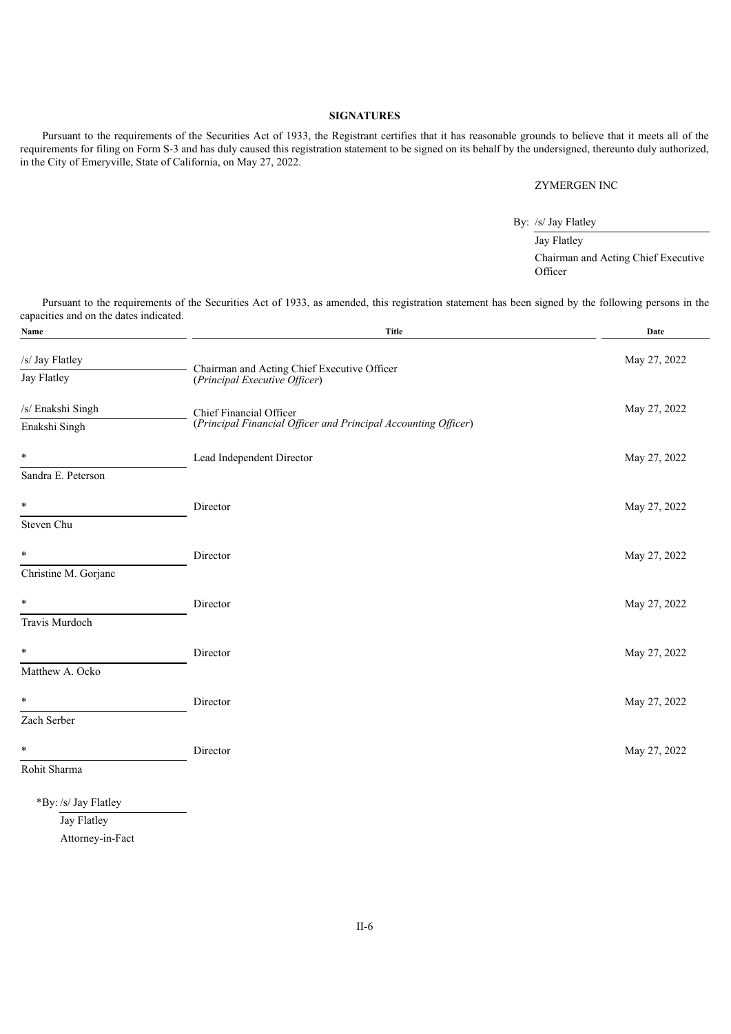## SIGNATURES

Pursuant to the requirements of the Securities Act of 1933, the Registrant certifies that it has reasonable grounds to believe that it meets all of the requirements for filing on Form S-3 and has duly caused this registration statement to be signed on its behalf by the undersigned, thereunto duly authorized, in the City of Emeryville, State of California, on May 27, 2022.

ZYMERGEN INC

By: /s/ Jay Flatley
Jay Flatley
Chairman and Acting Chief Executive Officer

Pursuant to the requirements of the Securities Act of 1933, as amended, this registration statement has been signed by the following persons in the capacities and on the dates indicated.

| Name | Title | Date |
|---|---|---|
| /s/ Jay Flatley<br>Jay Flatley | Chairman and Acting Chief Executive Officer<br>(*Principal Executive Officer*) | May 27, 2022 |
| /s/ Enakshi Singh<br>Enakshi Singh | Chief Financial Officer<br>(*Principal Financial Officer and Principal Accounting Officer*) | May 27, 2022 |
| *<br>Sandra E. Peterson | Lead Independent Director | May 27, 2022 |
| *<br>Steven Chu | Director | May 27, 2022 |
| *<br>Christine M. Gorjanc | Director | May 27, 2022 |
| *<br>Travis Murdoch | Director | May 27, 2022 |
| *<br>Matthew A. Ocko | Director | May 27, 2022 |
| *<br>Zach Serber | Director | May 27, 2022 |
| *<br>Rohit Sharma | Director | May 27, 2022 |

*By: /s/ Jay Flatley
Jay Flatley
Attorney-in-Fact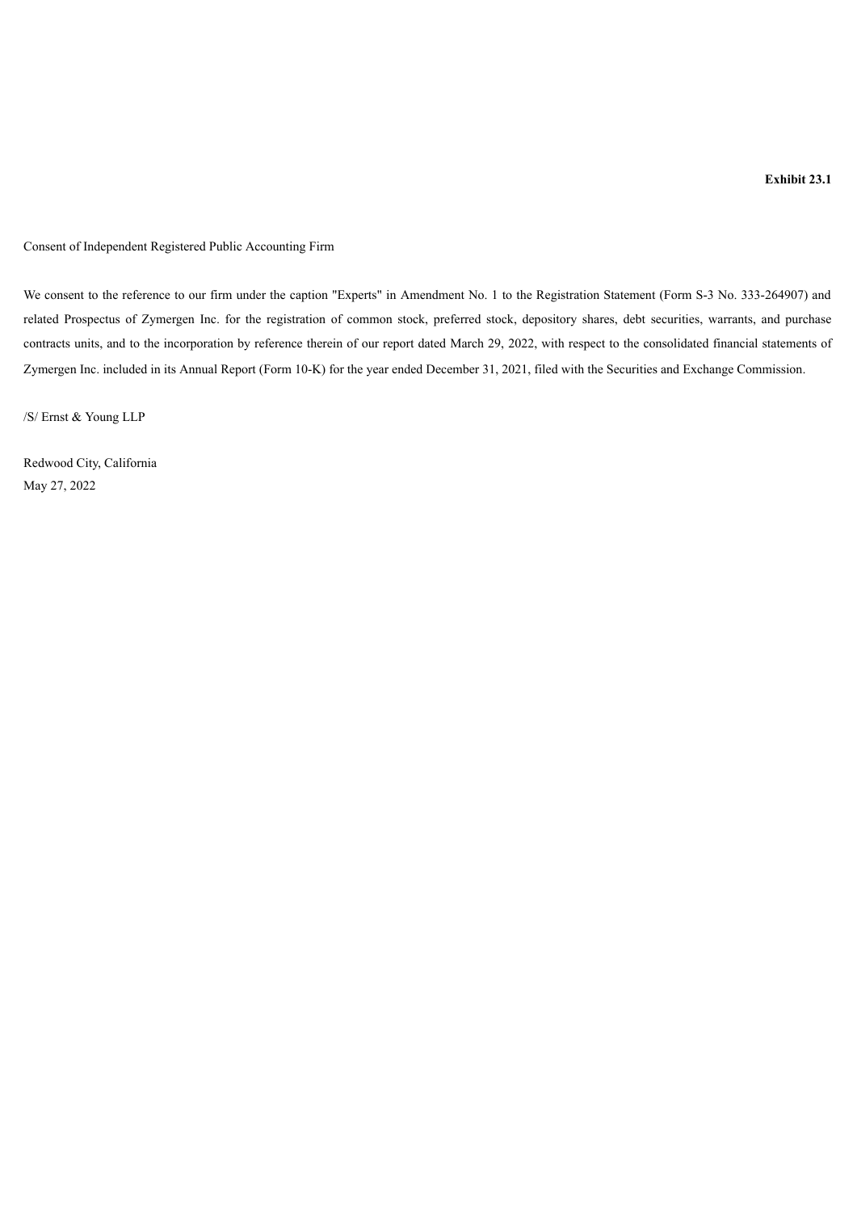**Exhibit 23.1**

Consent of Independent Registered Public Accounting Firm

We consent to the reference to our firm under the caption "Experts" in Amendment No. 1 to the Registration Statement (Form S-3 No. 333-264907) and related Prospectus of Zymergen Inc. for the registration of common stock, preferred stock, depository shares, debt securities, warrants, and purchase contracts units, and to the incorporation by reference therein of our report dated March 29, 2022, with respect to the consolidated financial statements of Zymergen Inc. included in its Annual Report (Form 10-K) for the year ended December 31, 2021, filed with the Securities and Exchange Commission.

/S/ Ernst & Young LLP

Redwood City, California
May 27, 2022